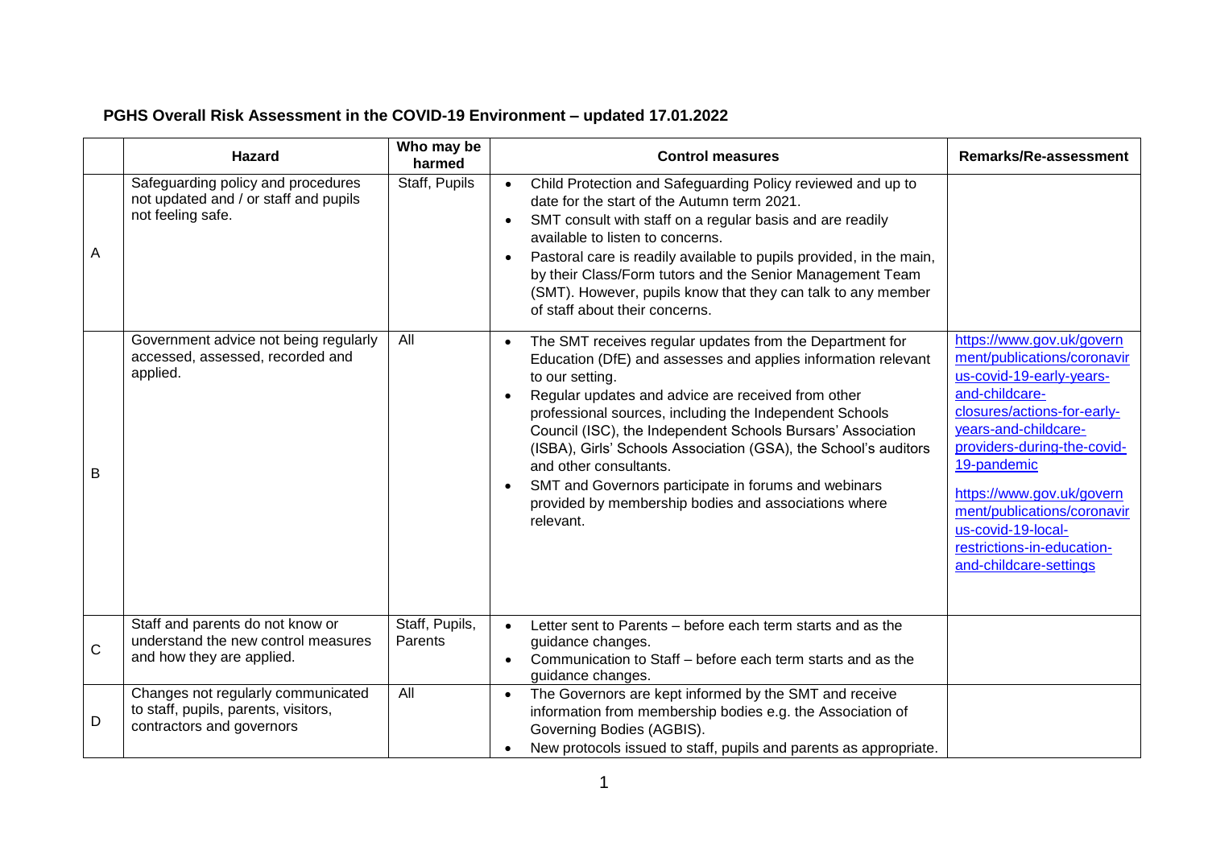# PGHS Overall Risk Assessment in the COVID-19 Environment – updated 17.01.2022

| | Hazard | Who may be harmed | Control measures | Remarks/Re-assessment |
|---|---|---|---|---|
| A | Safeguarding policy and procedures not updated and / or staff and pupils not feeling safe. | Staff, Pupils | • Child Protection and Safeguarding Policy reviewed and up to date for the start of the Autumn term 2021.<br>• SMT consult with staff on a regular basis and are readily available to listen to concerns.<br>• Pastoral care is readily available to pupils provided, in the main, by their Class/Form tutors and the Senior Management Team (SMT). However, pupils know that they can talk to any member of staff about their concerns. | |
| B | Government advice not being regularly accessed, assessed, recorded and applied. | All | • The SMT receives regular updates from the Department for Education (DfE) and assesses and applies information relevant to our setting.<br>• Regular updates and advice are received from other professional sources, including the Independent Schools Council (ISC), the Independent Schools Bursars' Association (ISBA), Girls' Schools Association (GSA), the School's auditors and other consultants.<br>• SMT and Governors participate in forums and webinars provided by membership bodies and associations where relevant. | https://www.gov.uk/government/publications/coronavirus-covid-19-early-years-and-childcare-closures/actions-for-early-years-and-childcare-providers-during-the-covid-19-pandemic<br><br>https://www.gov.uk/government/publications/coronavirus-covid-19-local-restrictions-in-education-and-childcare-settings |
| C | Staff and parents do not know or understand the new control measures and how they are applied. | Staff, Pupils, Parents | • Letter sent to Parents – before each term starts and as the guidance changes.<br>• Communication to Staff – before each term starts and as the guidance changes. | |
| D | Changes not regularly communicated to staff, pupils, parents, visitors, contractors and governors | All | • The Governors are kept informed by the SMT and receive information from membership bodies e.g. the Association of Governing Bodies (AGBIS).<br>• New protocols issued to staff, pupils and parents as appropriate. | |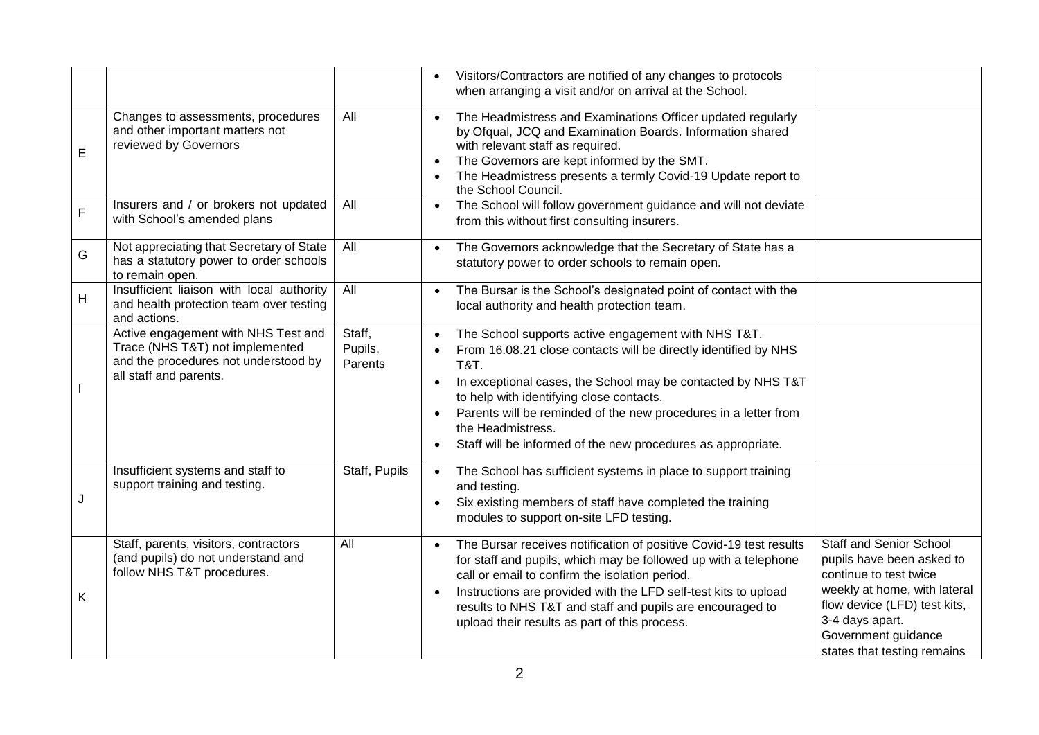| | | | | |
|---|---|---|---|---|
| | | | • Visitors/Contractors are notified of any changes to protocols when arranging a visit and/or on arrival at the School. | |
| E | Changes to assessments, procedures and other important matters not reviewed by Governors | All | • The Headmistress and Examinations Officer updated regularly by Ofqual, JCQ and Examination Boards. Information shared with relevant staff as required.<br>• The Governors are kept informed by the SMT.<br>• The Headmistress presents a termly Covid-19 Update report to the School Council. | |
| F | Insurers and / or brokers not updated with School's amended plans | All | • The School will follow government guidance and will not deviate from this without first consulting insurers. | |
| G | Not appreciating that Secretary of State has a statutory power to order schools to remain open. | All | • The Governors acknowledge that the Secretary of State has a statutory power to order schools to remain open. | |
| H | Insufficient liaison with local authority and health protection team over testing and actions. | All | • The Bursar is the School's designated point of contact with the local authority and health protection team. | |
| I | Active engagement with NHS Test and Trace (NHS T&T) not implemented and the procedures not understood by all staff and parents. | Staff, Pupils, Parents | • The School supports active engagement with NHS T&T.<br>• From 16.08.21 close contacts will be directly identified by NHS T&T.<br>• In exceptional cases, the School may be contacted by NHS T&T to help with identifying close contacts.<br>• Parents will be reminded of the new procedures in a letter from the Headmistress.<br>• Staff will be informed of the new procedures as appropriate. | |
| J | Insufficient systems and staff to support training and testing. | Staff, Pupils | • The School has sufficient systems in place to support training and testing.<br>• Six existing members of staff have completed the training modules to support on-site LFD testing. | |
| K | Staff, parents, visitors, contractors (and pupils) do not understand and follow NHS T&T procedures. | All | • The Bursar receives notification of positive Covid-19 test results for staff and pupils, which may be followed up with a telephone call or email to confirm the isolation period.<br>• Instructions are provided with the LFD self-test kits to upload results to NHS T&T and staff and pupils are encouraged to upload their results as part of this process. | Staff and Senior School pupils have been asked to continue to test twice weekly at home, with lateral flow device (LFD) test kits, 3-4 days apart. Government guidance states that testing remains |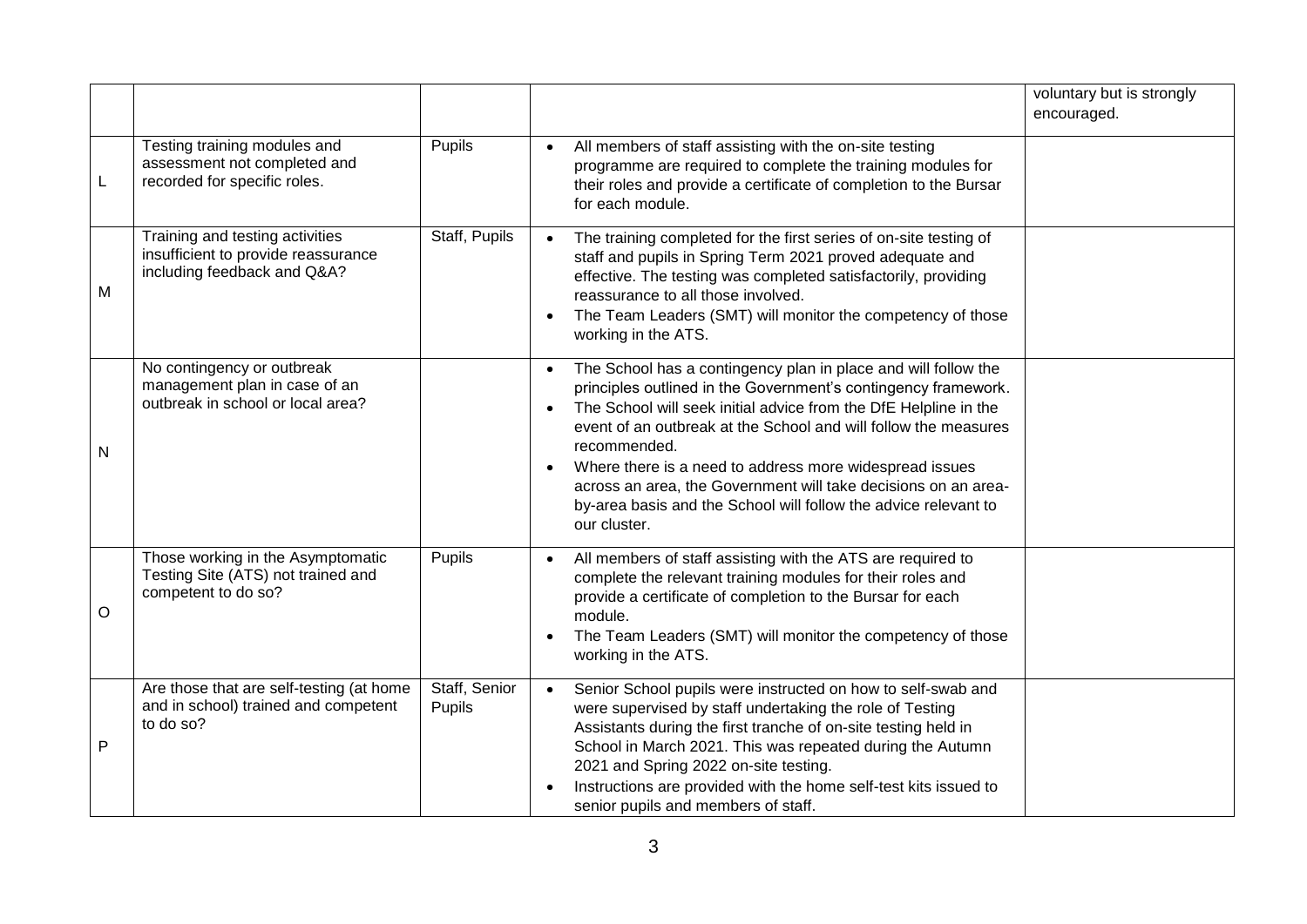| | | | | |
|---|---|---|---|---|
| | | | | voluntary but is strongly encouraged. |
| L | Testing training modules and assessment not completed and recorded for specific roles. | Pupils | • All members of staff assisting with the on-site testing programme are required to complete the training modules for their roles and provide a certificate of completion to the Bursar for each module. | |
| M | Training and testing activities insufficient to provide reassurance including feedback and Q&A? | Staff, Pupils | • The training completed for the first series of on-site testing of staff and pupils in Spring Term 2021 proved adequate and effective. The testing was completed satisfactorily, providing reassurance to all those involved.<br>• The Team Leaders (SMT) will monitor the competency of those working in the ATS. | |
| N | No contingency or outbreak management plan in case of an outbreak in school or local area? | | • The School has a contingency plan in place and will follow the principles outlined in the Government's contingency framework.<br>• The School will seek initial advice from the DfE Helpline in the event of an outbreak at the School and will follow the measures recommended.<br>• Where there is a need to address more widespread issues across an area, the Government will take decisions on an area-by-area basis and the School will follow the advice relevant to our cluster. | |
| O | Those working in the Asymptomatic Testing Site (ATS) not trained and competent to do so? | Pupils | • All members of staff assisting with the ATS are required to complete the relevant training modules for their roles and provide a certificate of completion to the Bursar for each module.<br>• The Team Leaders (SMT) will monitor the competency of those working in the ATS. | |
| P | Are those that are self-testing (at home and in school) trained and competent to do so? | Staff, Senior Pupils | • Senior School pupils were instructed on how to self-swab and were supervised by staff undertaking the role of Testing Assistants during the first tranche of on-site testing held in School in March 2021. This was repeated during the Autumn 2021 and Spring 2022 on-site testing.<br>• Instructions are provided with the home self-test kits issued to senior pupils and members of staff. | |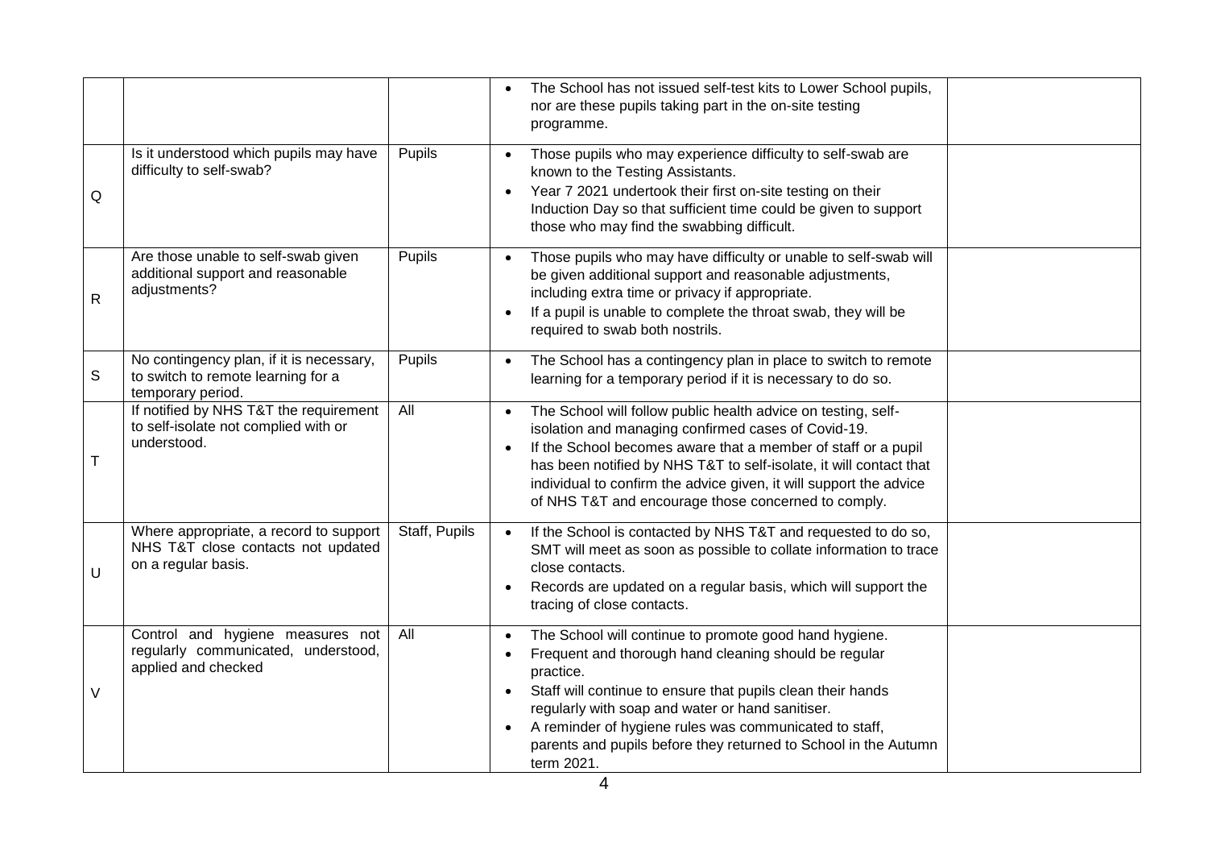| | | | | |
|---|---|---|---|---|
| | | | • The School has not issued self-test kits to Lower School pupils, nor are these pupils taking part in the on-site testing programme. | |
| Q | Is it understood which pupils may have difficulty to self-swab? | Pupils | • Those pupils who may experience difficulty to self-swab are known to the Testing Assistants.<br>• Year 7 2021 undertook their first on-site testing on their Induction Day so that sufficient time could be given to support those who may find the swabbing difficult. | |
| R | Are those unable to self-swab given additional support and reasonable adjustments? | Pupils | • Those pupils who may have difficulty or unable to self-swab will be given additional support and reasonable adjustments, including extra time or privacy if appropriate.<br>• If a pupil is unable to complete the throat swab, they will be required to swab both nostrils. | |
| S | No contingency plan, if it is necessary, to switch to remote learning for a temporary period. | Pupils | • The School has a contingency plan in place to switch to remote learning for a temporary period if it is necessary to do so. | |
| T | If notified by NHS T&T the requirement to self-isolate not complied with or understood. | All | • The School will follow public health advice on testing, self-isolation and managing confirmed cases of Covid-19.<br>• If the School becomes aware that a member of staff or a pupil has been notified by NHS T&T to self-isolate, it will contact that individual to confirm the advice given, it will support the advice of NHS T&T and encourage those concerned to comply. | |
| U | Where appropriate, a record to support NHS T&T close contacts not updated on a regular basis. | Staff, Pupils | • If the School is contacted by NHS T&T and requested to do so, SMT will meet as soon as possible to collate information to trace close contacts.<br>• Records are updated on a regular basis, which will support the tracing of close contacts. | |
| V | Control and hygiene measures not regularly communicated, understood, applied and checked | All | • The School will continue to promote good hand hygiene.<br>• Frequent and thorough hand cleaning should be regular practice.<br>• Staff will continue to ensure that pupils clean their hands regularly with soap and water or hand sanitiser.<br>• A reminder of hygiene rules was communicated to staff, parents and pupils before they returned to School in the Autumn term 2021. | |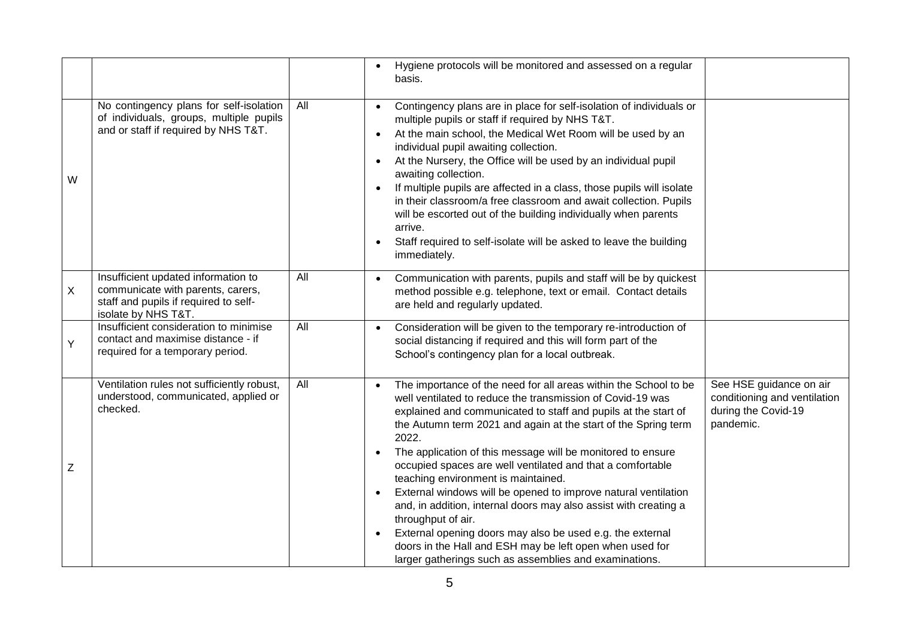| | | | | |
|---|---|---|---|---|
| | | | • Hygiene protocols will be monitored and assessed on a regular basis. | |
| W | No contingency plans for self-isolation of individuals, groups, multiple pupils and or staff if required by NHS T&T. | All | • Contingency plans are in place for self-isolation of individuals or multiple pupils or staff if required by NHS T&T.<br>• At the main school, the Medical Wet Room will be used by an individual pupil awaiting collection.<br>• At the Nursery, the Office will be used by an individual pupil awaiting collection.<br>• If multiple pupils are affected in a class, those pupils will isolate in their classroom/a free classroom and await collection. Pupils will be escorted out of the building individually when parents arrive.<br>• Staff required to self-isolate will be asked to leave the building immediately. | |
| X | Insufficient updated information to communicate with parents, carers, staff and pupils if required to self-isolate by NHS T&T. | All | • Communication with parents, pupils and staff will be by quickest method possible e.g. telephone, text or email. Contact details are held and regularly updated. | |
| Y | Insufficient consideration to minimise contact and maximise distance - if required for a temporary period. | All | • Consideration will be given to the temporary re-introduction of social distancing if required and this will form part of the School's contingency plan for a local outbreak. | |
| Z | Ventilation rules not sufficiently robust, understood, communicated, applied or checked. | All | • The importance of the need for all areas within the School to be well ventilated to reduce the transmission of Covid-19 was explained and communicated to staff and pupils at the start of the Autumn term 2021 and again at the start of the Spring term 2022.<br>• The application of this message will be monitored to ensure occupied spaces are well ventilated and that a comfortable teaching environment is maintained.<br>• External windows will be opened to improve natural ventilation and, in addition, internal doors may also assist with creating a throughput of air.<br>• External opening doors may also be used e.g. the external doors in the Hall and ESH may be left open when used for larger gatherings such as assemblies and examinations. | See HSE guidance on air conditioning and ventilation during the Covid-19 pandemic. |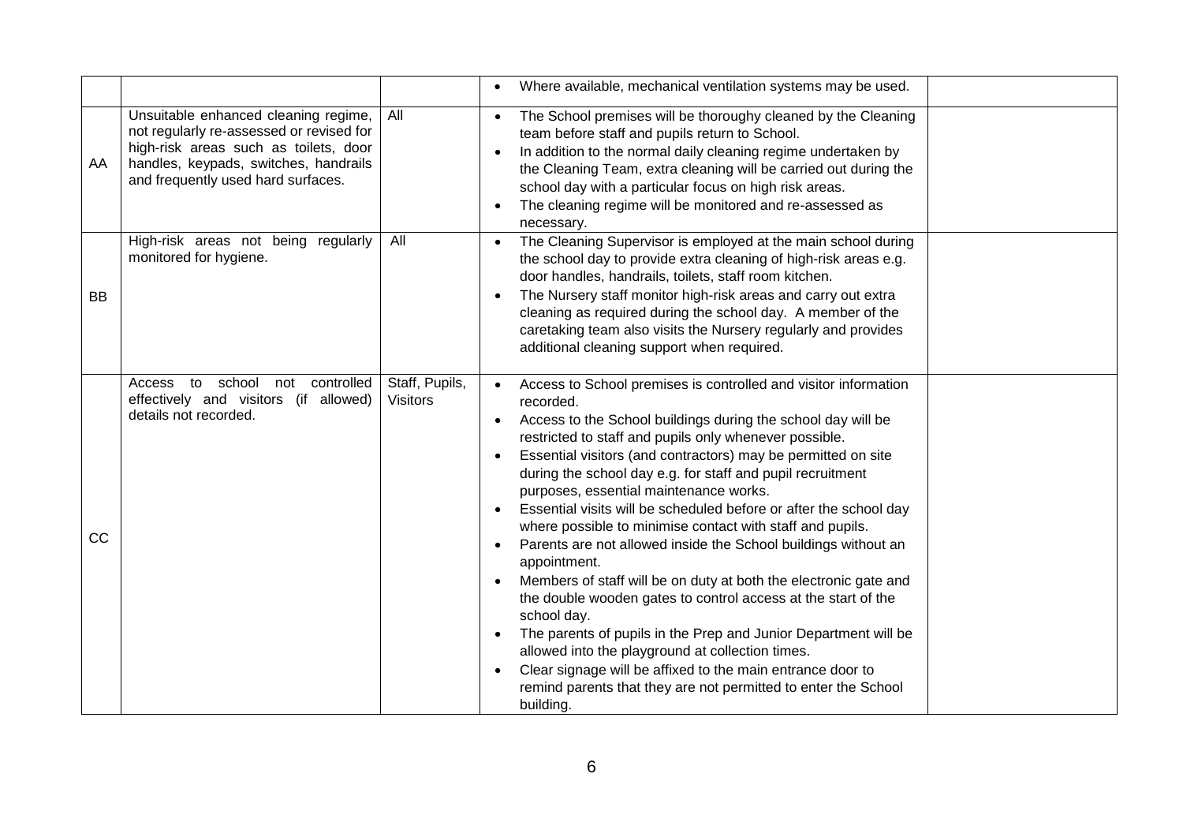| | | | | |
|---|---|---|---|---|
| | | | • Where available, mechanical ventilation systems may be used. | |
| AA | Unsuitable enhanced cleaning regime, not regularly re-assessed or revised for high-risk areas such as toilets, door handles, keypads, switches, handrails and frequently used hard surfaces. | All | • The School premises will be thoroughy cleaned by the Cleaning team before staff and pupils return to School.<br>• In addition to the normal daily cleaning regime undertaken by the Cleaning Team, extra cleaning will be carried out during the school day with a particular focus on high risk areas.<br>• The cleaning regime will be monitored and re-assessed as necessary. | |
| BB | High-risk areas not being regularly monitored for hygiene. | All | • The Cleaning Supervisor is employed at the main school during the school day to provide extra cleaning of high-risk areas e.g. door handles, handrails, toilets, staff room kitchen.<br>• The Nursery staff monitor high-risk areas and carry out extra cleaning as required during the school day. A member of the caretaking team also visits the Nursery regularly and provides additional cleaning support when required. | |
| CC | Access to school not controlled effectively and visitors (if allowed) details not recorded. | Staff, Pupils, Visitors | • Access to School premises is controlled and visitor information recorded.<br>• Access to the School buildings during the school day will be restricted to staff and pupils only whenever possible.<br>• Essential visitors (and contractors) may be permitted on site during the school day e.g. for staff and pupil recruitment purposes, essential maintenance works.<br>• Essential visits will be scheduled before or after the school day where possible to minimise contact with staff and pupils.<br>• Parents are not allowed inside the School buildings without an appointment.<br>• Members of staff will be on duty at both the electronic gate and the double wooden gates to control access at the start of the school day.<br>• The parents of pupils in the Prep and Junior Department will be allowed into the playground at collection times.<br>• Clear signage will be affixed to the main entrance door to remind parents that they are not permitted to enter the School building. | |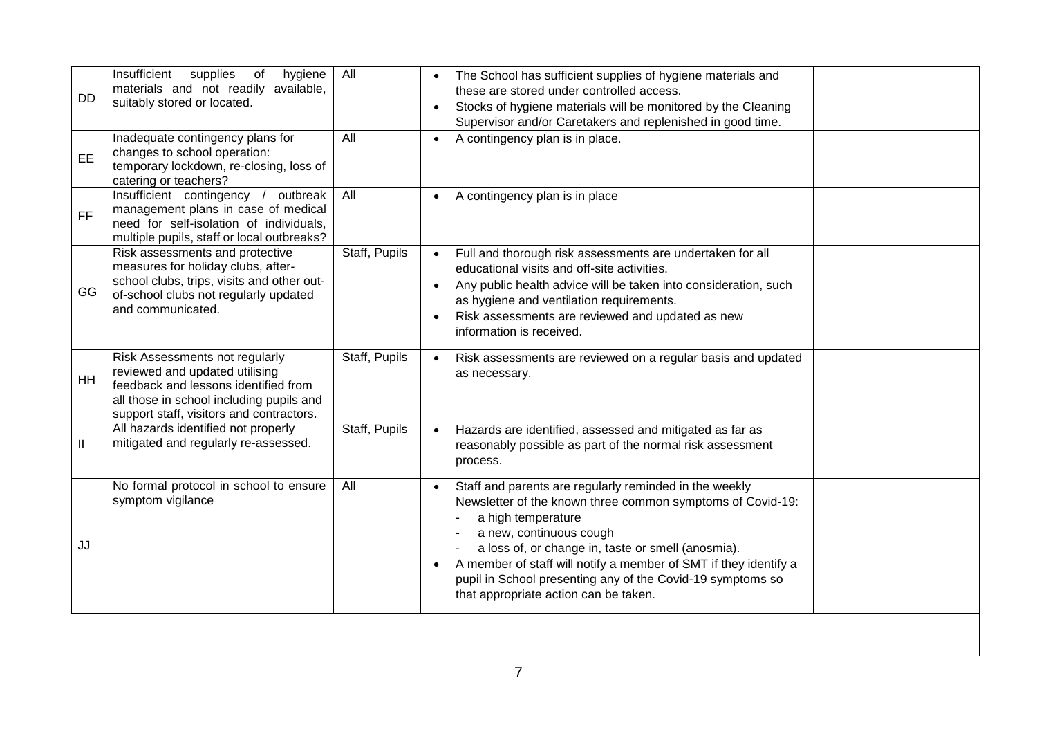| | | | | |
|---|---|---|---|---|
| DD | Insufficient supplies of hygiene materials and not readily available, suitably stored or located. | All | • The School has sufficient supplies of hygiene materials and these are stored under controlled access.<br>• Stocks of hygiene materials will be monitored by the Cleaning Supervisor and/or Caretakers and replenished in good time. | |
| EE | Inadequate contingency plans for changes to school operation: temporary lockdown, re-closing, loss of catering or teachers? | All | • A contingency plan is in place. | |
| FF | Insufficient contingency / outbreak management plans in case of medical need for self-isolation of individuals, multiple pupils, staff or local outbreaks? | All | • A contingency plan is in place | |
| GG | Risk assessments and protective measures for holiday clubs, after-school clubs, trips, visits and other out-of-school clubs not regularly updated and communicated. | Staff, Pupils | • Full and thorough risk assessments are undertaken for all educational visits and off-site activities.<br>• Any public health advice will be taken into consideration, such as hygiene and ventilation requirements.<br>• Risk assessments are reviewed and updated as new information is received. | |
| HH | Risk Assessments not regularly reviewed and updated utilising feedback and lessons identified from all those in school including pupils and support staff, visitors and contractors. | Staff, Pupils | • Risk assessments are reviewed on a regular basis and updated as necessary. | |
| II | All hazards identified not properly mitigated and regularly re-assessed. | Staff, Pupils | • Hazards are identified, assessed and mitigated as far as reasonably possible as part of the normal risk assessment process. | |
| JJ | No formal protocol in school to ensure symptom vigilance | All | • Staff and parents are regularly reminded in the weekly Newsletter of the known three common symptoms of Covid-19:<br>- a high temperature<br>- a new, continuous cough<br>- a loss of, or change in, taste or smell (anosmia).<br>• A member of staff will notify a member of SMT if they identify a pupil in School presenting any of the Covid-19 symptoms so that appropriate action can be taken. | |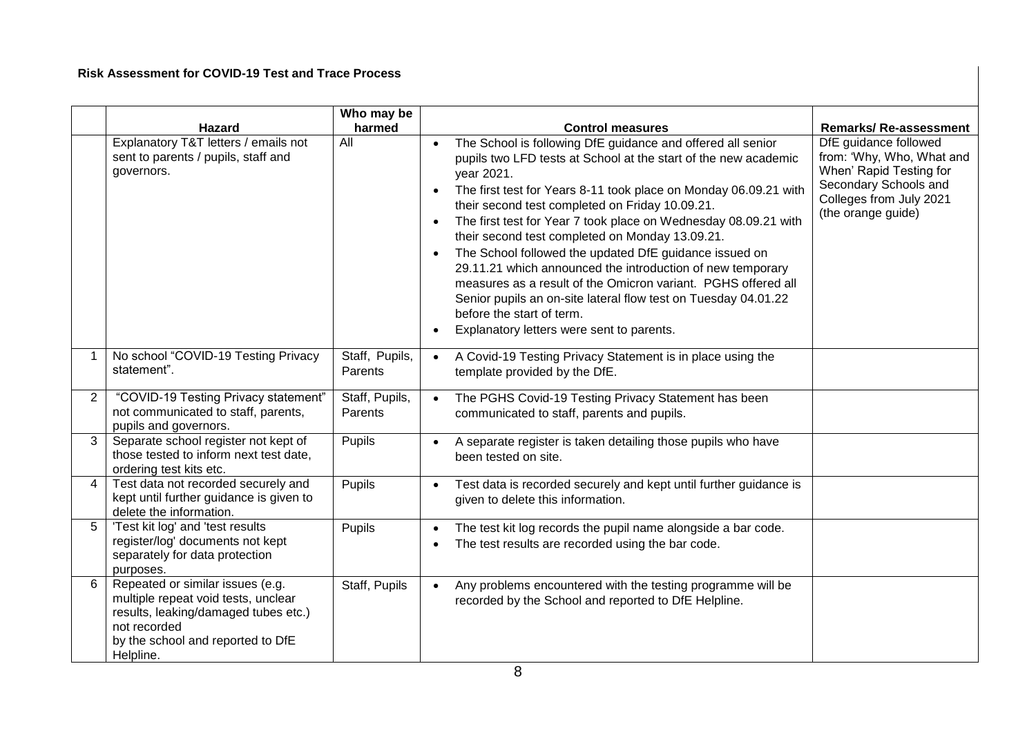**Risk Assessment for COVID-19 Test and Trace Process**

| | Hazard | Who may be harmed | Control measures | Remarks/ Re-assessment |
|---|---|---|---|---|
| | Explanatory T&T letters / emails not sent to parents / pupils, staff and governors. | All | • The School is following DfE guidance and offered all senior pupils two LFD tests at School at the start of the new academic year 2021.<br>• The first test for Years 8-11 took place on Monday 06.09.21 with their second test completed on Friday 10.09.21.<br>• The first test for Year 7 took place on Wednesday 08.09.21 with their second test completed on Monday 13.09.21.<br>• The School followed the updated DfE guidance issued on 29.11.21 which announced the introduction of new temporary measures as a result of the Omicron variant. PGHS offered all Senior pupils an on-site lateral flow test on Tuesday 04.01.22 before the start of term.<br>• Explanatory letters were sent to parents. | DfE guidance followed from: 'Why, Who, What and When' Rapid Testing for Secondary Schools and Colleges from July 2021 (the orange guide) |
| 1 | No school "COVID-19 Testing Privacy statement". | Staff, Pupils, Parents | • A Covid-19 Testing Privacy Statement is in place using the template provided by the DfE. | |
| 2 | "COVID-19 Testing Privacy statement" not communicated to staff, parents, pupils and governors. | Staff, Pupils, Parents | • The PGHS Covid-19 Testing Privacy Statement has been communicated to staff, parents and pupils. | |
| 3 | Separate school register not kept of those tested to inform next test date, ordering test kits etc. | Pupils | • A separate register is taken detailing those pupils who have been tested on site. | |
| 4 | Test data not recorded securely and kept until further guidance is given to delete the information. | Pupils | • Test data is recorded securely and kept until further guidance is given to delete this information. | |
| 5 | 'Test kit log' and 'test results register/log' documents not kept separately for data protection purposes. | Pupils | • The test kit log records the pupil name alongside a bar code.<br>• The test results are recorded using the bar code. | |
| 6 | Repeated or similar issues (e.g. multiple repeat void tests, unclear results, leaking/damaged tubes etc.) not recorded by the school and reported to DfE Helpline. | Staff, Pupils | • Any problems encountered with the testing programme will be recorded by the School and reported to DfE Helpline. | |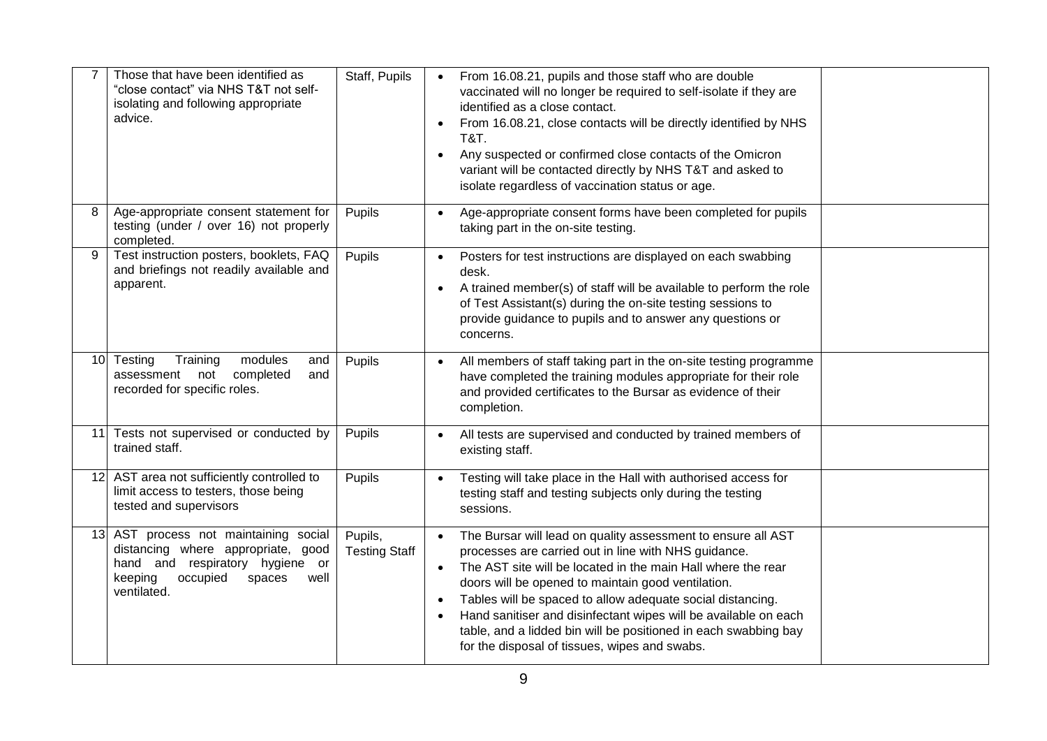| 7 | Those that have been identified as "close contact" via NHS T&T not self-isolating and following appropriate advice. | Staff, Pupils | • From 16.08.21, pupils and those staff who are double vaccinated will no longer be required to self-isolate if they are identified as a close contact.<br>• From 16.08.21, close contacts will be directly identified by NHS T&T.<br>• Any suspected or confirmed close contacts of the Omicron variant will be contacted directly by NHS T&T and asked to isolate regardless of vaccination status or age. | |
|---|---|---|---|---|
| 8 | Age-appropriate consent statement for testing (under / over 16) not properly completed. | Pupils | • Age-appropriate consent forms have been completed for pupils taking part in the on-site testing. | |
| 9 | Test instruction posters, booklets, FAQ and briefings not readily available and apparent. | Pupils | • Posters for test instructions are displayed on each swabbing desk.<br>• A trained member(s) of staff will be available to perform the role of Test Assistant(s) during the on-site testing sessions to provide guidance to pupils and to answer any questions or concerns. | |
| 10 | Testing Training modules and assessment not completed and recorded for specific roles. | Pupils | • All members of staff taking part in the on-site testing programme have completed the training modules appropriate for their role and provided certificates to the Bursar as evidence of their completion. | |
| 11 | Tests not supervised or conducted by trained staff. | Pupils | • All tests are supervised and conducted by trained members of existing staff. | |
| 12 | AST area not sufficiently controlled to limit access to testers, those being tested and supervisors | Pupils | • Testing will take place in the Hall with authorised access for testing staff and testing subjects only during the testing sessions. | |
| 13 | AST process not maintaining social distancing where appropriate, good hand and respiratory hygiene or keeping occupied spaces well ventilated. | Pupils, Testing Staff | • The Bursar will lead on quality assessment to ensure all AST processes are carried out in line with NHS guidance.<br>• The AST site will be located in the main Hall where the rear doors will be opened to maintain good ventilation.<br>• Tables will be spaced to allow adequate social distancing.<br>• Hand sanitiser and disinfectant wipes will be available on each table, and a lidded bin will be positioned in each swabbing bay for the disposal of tissues, wipes and swabs. | |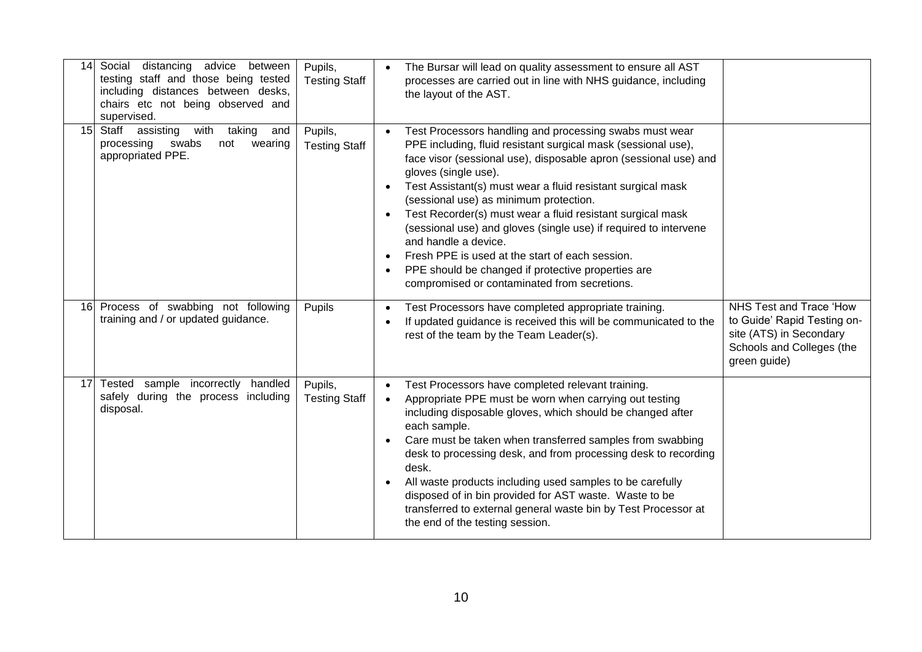| | | | | |
|---|---|---|---|---|
| 14 | Social distancing advice between testing staff and those being tested including distances between desks, chairs etc not being observed and supervised. | Pupils, Testing Staff | • The Bursar will lead on quality assessment to ensure all AST processes are carried out in line with NHS guidance, including the layout of the AST. | |
| 15 | Staff assisting with taking and processing swabs not wearing appropriated PPE. | Pupils, Testing Staff | • Test Processors handling and processing swabs must wear PPE including, fluid resistant surgical mask (sessional use), face visor (sessional use), disposable apron (sessional use) and gloves (single use).<br>• Test Assistant(s) must wear a fluid resistant surgical mask (sessional use) as minimum protection.<br>• Test Recorder(s) must wear a fluid resistant surgical mask (sessional use) and gloves (single use) if required to intervene and handle a device.<br>• Fresh PPE is used at the start of each session.<br>• PPE should be changed if protective properties are compromised or contaminated from secretions. | |
| 16 | Process of swabbing not following training and / or updated guidance. | Pupils | • Test Processors have completed appropriate training.<br>• If updated guidance is received this will be communicated to the rest of the team by the Team Leader(s). | NHS Test and Trace 'How to Guide' Rapid Testing on-site (ATS) in Secondary Schools and Colleges (the green guide) |
| 17 | Tested sample incorrectly handled safely during the process including disposal. | Pupils, Testing Staff | • Test Processors have completed relevant training.<br>• Appropriate PPE must be worn when carrying out testing including disposable gloves, which should be changed after each sample.<br>• Care must be taken when transferred samples from swabbing desk to processing desk, and from processing desk to recording desk.<br>• All waste products including used samples to be carefully disposed of in bin provided for AST waste. Waste to be transferred to external general waste bin by Test Processor at the end of the testing session. | |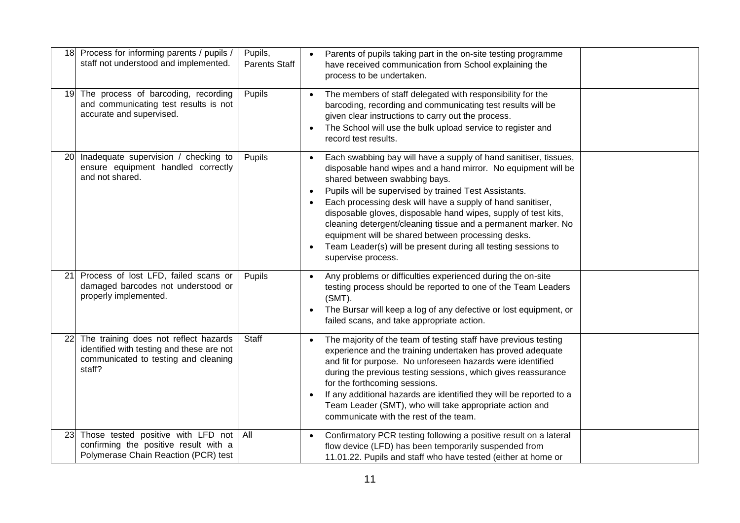| | | | | |
|---|---|---|---|---|
| 18 | Process for informing parents / pupils / staff not understood and implemented. | Pupils, Parents Staff | • Parents of pupils taking part in the on-site testing programme have received communication from School explaining the process to be undertaken. | |
| 19 | The process of barcoding, recording and communicating test results is not accurate and supervised. | Pupils | • The members of staff delegated with responsibility for the barcoding, recording and communicating test results will be given clear instructions to carry out the process.<br>• The School will use the bulk upload service to register and record test results. | |
| 20 | Inadequate supervision / checking to ensure equipment handled correctly and not shared. | Pupils | • Each swabbing bay will have a supply of hand sanitiser, tissues, disposable hand wipes and a hand mirror. No equipment will be shared between swabbing bays.<br>• Pupils will be supervised by trained Test Assistants.<br>• Each processing desk will have a supply of hand sanitiser, disposable gloves, disposable hand wipes, supply of test kits, cleaning detergent/cleaning tissue and a permanent marker. No equipment will be shared between processing desks.<br>• Team Leader(s) will be present during all testing sessions to supervise process. | |
| 21 | Process of lost LFD, failed scans or damaged barcodes not understood or properly implemented. | Pupils | • Any problems or difficulties experienced during the on-site testing process should be reported to one of the Team Leaders (SMT).<br>• The Bursar will keep a log of any defective or lost equipment, or failed scans, and take appropriate action. | |
| 22 | The training does not reflect hazards identified with testing and these are not communicated to testing and cleaning staff? | Staff | • The majority of the team of testing staff have previous testing experience and the training undertaken has proved adequate and fit for purpose. No unforeseen hazards were identified during the previous testing sessions, which gives reassurance for the forthcoming sessions.<br>• If any additional hazards are identified they will be reported to a Team Leader (SMT), who will take appropriate action and communicate with the rest of the team. | |
| 23 | Those tested positive with LFD not confirming the positive result with a Polymerase Chain Reaction (PCR) test | All | • Confirmatory PCR testing following a positive result on a lateral flow device (LFD) has been temporarily suspended from 11.01.22. Pupils and staff who have tested (either at home or | |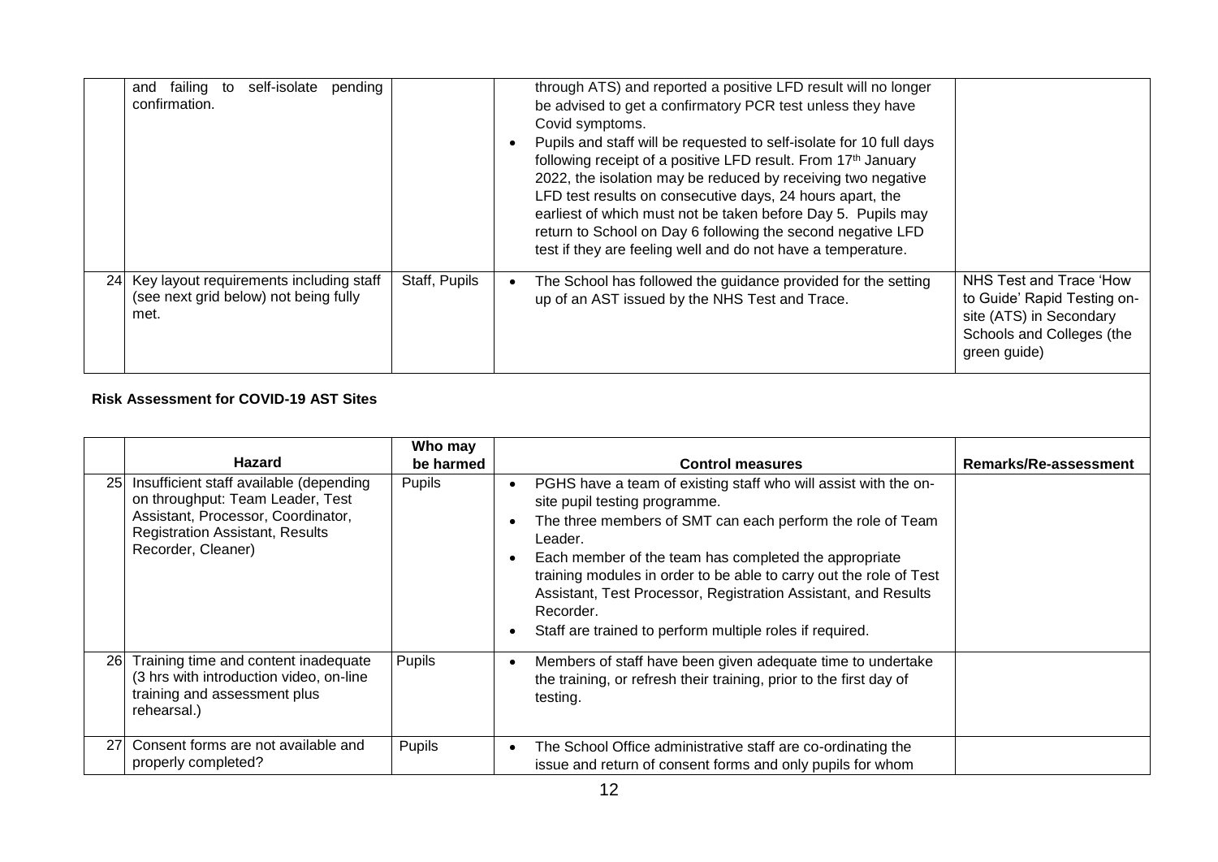| | | | | |
|---|---|---|---|---|
| | and failing to self-isolate pending confirmation. | | • through ATS) and reported a positive LFD result will no longer be advised to get a confirmatory PCR test unless they have Covid symptoms.<br>• Pupils and staff will be requested to self-isolate for 10 full days following receipt of a positive LFD result. From 17th January 2022, the isolation may be reduced by receiving two negative LFD test results on consecutive days, 24 hours apart, the earliest of which must not be taken before Day 5. Pupils may return to School on Day 6 following the second negative LFD test if they are feeling well and do not have a temperature. | |
| 24 | Key layout requirements including staff (see next grid below) not being fully met. | Staff, Pupils | • The School has followed the guidance provided for the setting up of an AST issued by the NHS Test and Trace. | NHS Test and Trace 'How to Guide' Rapid Testing on-site (ATS) in Secondary Schools and Colleges (the green guide) |

**Risk Assessment for COVID-19 AST Sites**

| | Hazard | Who may be harmed | Control measures | Remarks/Re-assessment |
|---|---|---|---|---|
| 25 | Insufficient staff available (depending on throughput: Team Leader, Test Assistant, Processor, Coordinator, Registration Assistant, Results Recorder, Cleaner) | Pupils | • PGHS have a team of existing staff who will assist with the on-site pupil testing programme.<br>• The three members of SMT can each perform the role of Team Leader.<br>• Each member of the team has completed the appropriate training modules in order to be able to carry out the role of Test Assistant, Test Processor, Registration Assistant, and Results Recorder.<br>• Staff are trained to perform multiple roles if required. | |
| 26 | Training time and content inadequate (3 hrs with introduction video, on-line training and assessment plus rehearsal.) | Pupils | • Members of staff have been given adequate time to undertake the training, or refresh their training, prior to the first day of testing. | |
| 27 | Consent forms are not available and properly completed? | Pupils | • The School Office administrative staff are co-ordinating the issue and return of consent forms and only pupils for whom | |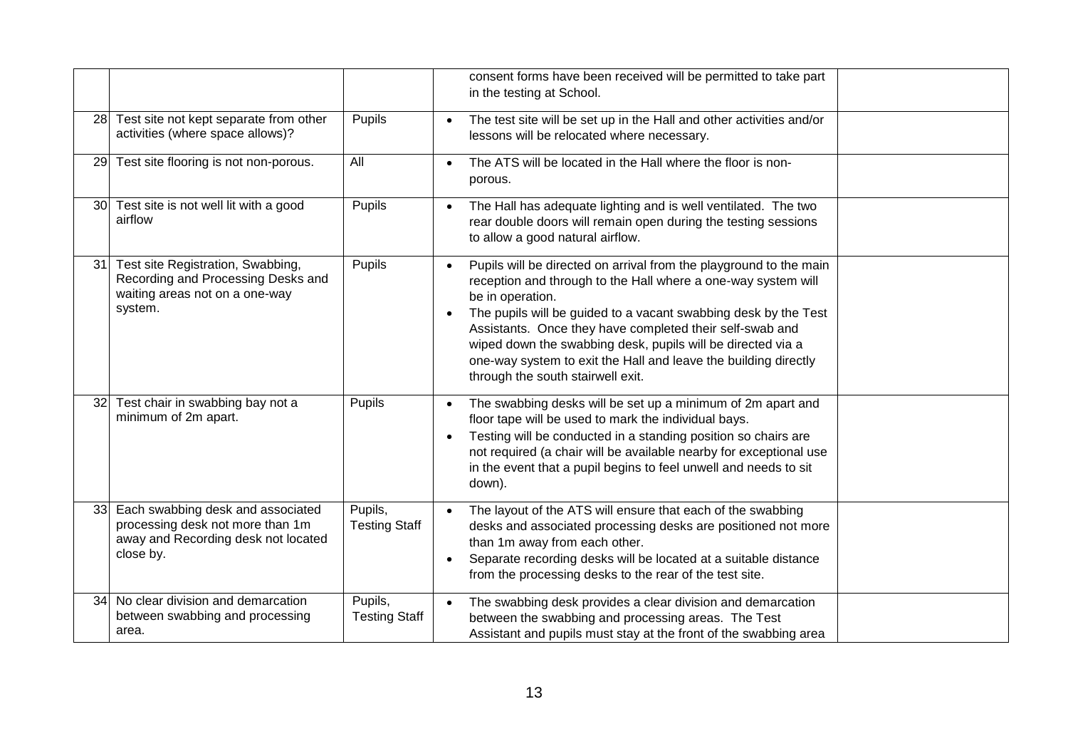| | | | | |
|---|---|---|---|---|
| | | | consent forms have been received will be permitted to take part in the testing at School. | |
| 28 | Test site not kept separate from other activities (where space allows)? | Pupils | • The test site will be set up in the Hall and other activities and/or lessons will be relocated where necessary. | |
| 29 | Test site flooring is not non-porous. | All | • The ATS will be located in the Hall where the floor is non-porous. | |
| 30 | Test site is not well lit with a good airflow | Pupils | • The Hall has adequate lighting and is well ventilated. The two rear double doors will remain open during the testing sessions to allow a good natural airflow. | |
| 31 | Test site Registration, Swabbing, Recording and Processing Desks and waiting areas not on a one-way system. | Pupils | • Pupils will be directed on arrival from the playground to the main reception and through to the Hall where a one-way system will be in operation.<br>• The pupils will be guided to a vacant swabbing desk by the Test Assistants. Once they have completed their self-swab and wiped down the swabbing desk, pupils will be directed via a one-way system to exit the Hall and leave the building directly through the south stairwell exit. | |
| 32 | Test chair in swabbing bay not a minimum of 2m apart. | Pupils | • The swabbing desks will be set up a minimum of 2m apart and floor tape will be used to mark the individual bays.<br>• Testing will be conducted in a standing position so chairs are not required (a chair will be available nearby for exceptional use in the event that a pupil begins to feel unwell and needs to sit down). | |
| 33 | Each swabbing desk and associated processing desk not more than 1m away and Recording desk not located close by. | Pupils, Testing Staff | • The layout of the ATS will ensure that each of the swabbing desks and associated processing desks are positioned not more than 1m away from each other.<br>• Separate recording desks will be located at a suitable distance from the processing desks to the rear of the test site. | |
| 34 | No clear division and demarcation between swabbing and processing area. | Pupils, Testing Staff | • The swabbing desk provides a clear division and demarcation between the swabbing and processing areas. The Test Assistant and pupils must stay at the front of the swabbing area | |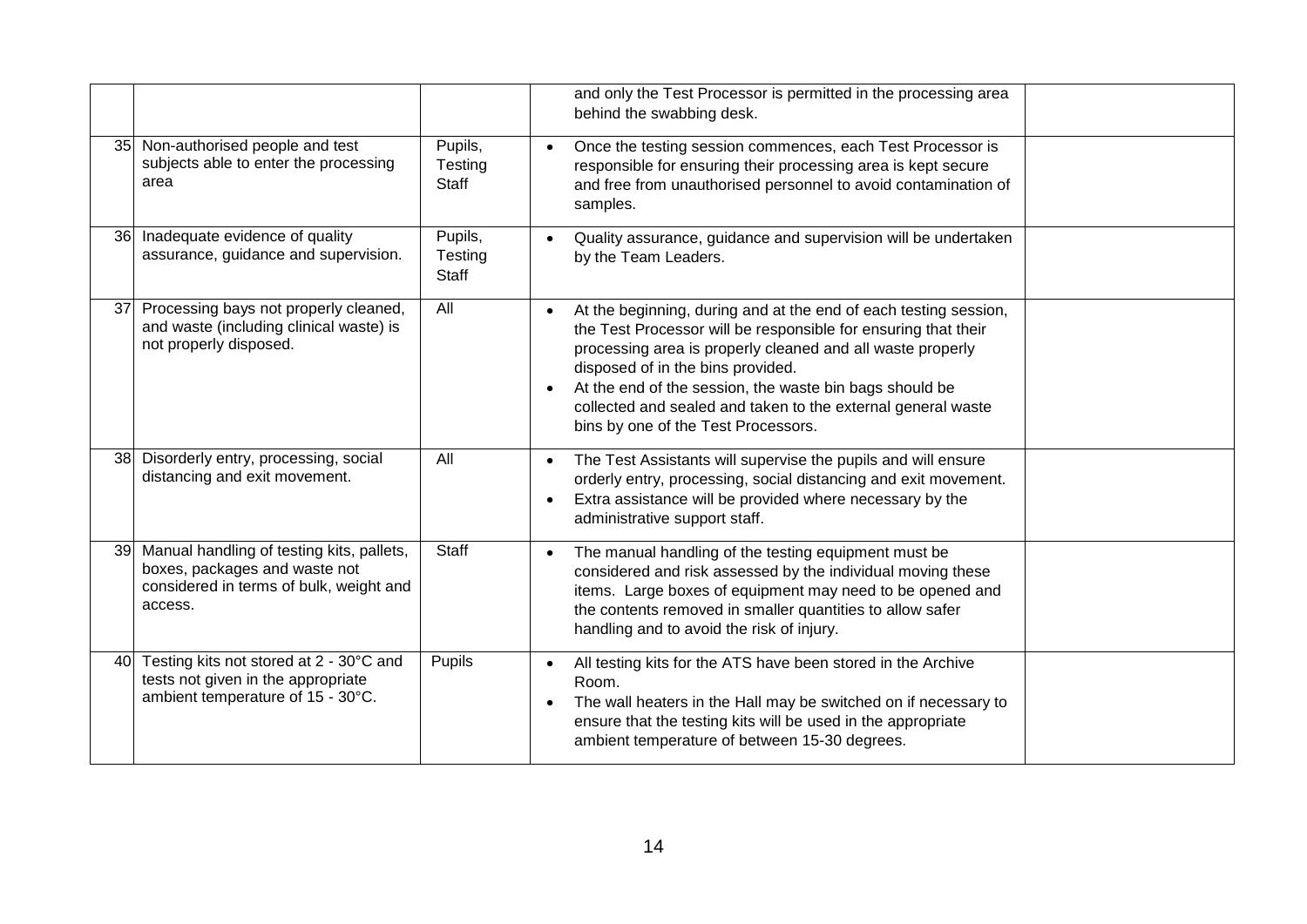| | | | | |
|---|---|---|---|---|
| | | | and only the Test Processor is permitted in the processing area behind the swabbing desk. | |
| 35 | Non-authorised people and test subjects able to enter the processing area | Pupils, Testing Staff | • Once the testing session commences, each Test Processor is responsible for ensuring their processing area is kept secure and free from unauthorised personnel to avoid contamination of samples. | |
| 36 | Inadequate evidence of quality assurance, guidance and supervision. | Pupils, Testing Staff | • Quality assurance, guidance and supervision will be undertaken by the Team Leaders. | |
| 37 | Processing bays not properly cleaned, and waste (including clinical waste) is not properly disposed. | All | • At the beginning, during and at the end of each testing session, the Test Processor will be responsible for ensuring that their processing area is properly cleaned and all waste properly disposed of in the bins provided.<br>• At the end of the session, the waste bin bags should be collected and sealed and taken to the external general waste bins by one of the Test Processors. | |
| 38 | Disorderly entry, processing, social distancing and exit movement. | All | • The Test Assistants will supervise the pupils and will ensure orderly entry, processing, social distancing and exit movement.<br>• Extra assistance will be provided where necessary by the administrative support staff. | |
| 39 | Manual handling of testing kits, pallets, boxes, packages and waste not considered in terms of bulk, weight and access. | Staff | • The manual handling of the testing equipment must be considered and risk assessed by the individual moving these items. Large boxes of equipment may need to be opened and the contents removed in smaller quantities to allow safer handling and to avoid the risk of injury. | |
| 40 | Testing kits not stored at 2 - 30°C and tests not given in the appropriate ambient temperature of 15 - 30°C. | Pupils | • All testing kits for the ATS have been stored in the Archive Room.<br>• The wall heaters in the Hall may be switched on if necessary to ensure that the testing kits will be used in the appropriate ambient temperature of between 15-30 degrees. | |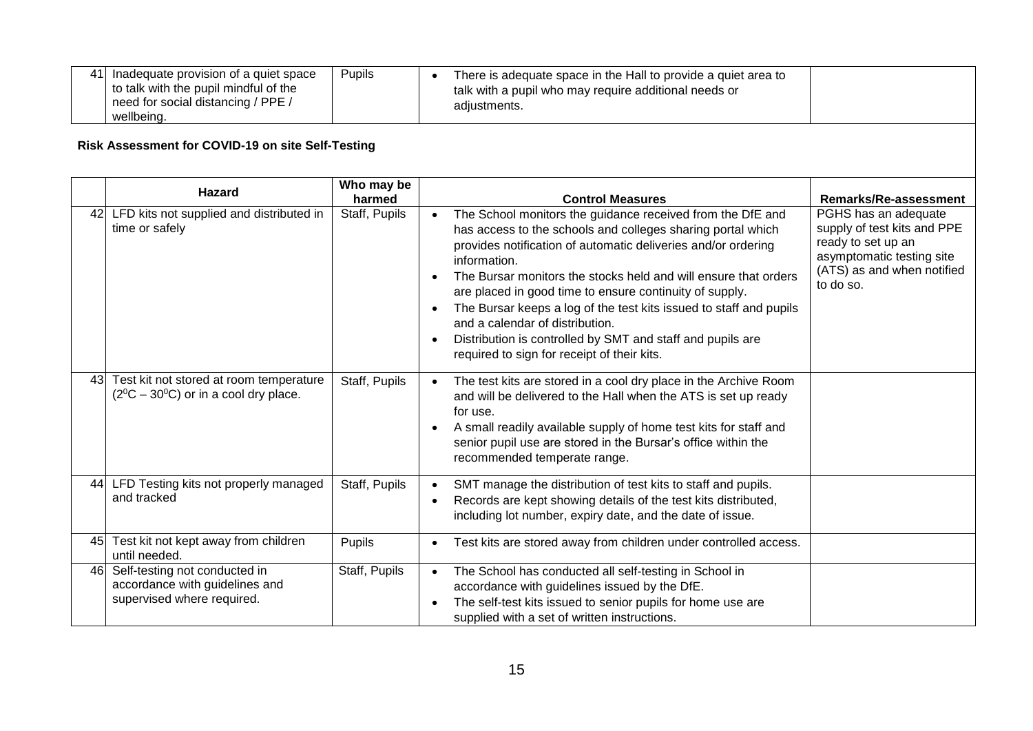| 41 | Inadequate provision of a quiet space to talk with the pupil mindful of the need for social distancing / PPE / wellbeing. | Pupils | • There is adequate space in the Hall to provide a quiet area to talk with a pupil who may require additional needs or adjustments. | |
|---|---|---|---|---|

**Risk Assessment for COVID-19 on site Self-Testing**

| | Hazard | Who may be harmed | Control Measures | Remarks/Re-assessment |
|---|---|---|---|---|
| 42 | LFD kits not supplied and distributed in time or safely | Staff, Pupils | • The School monitors the guidance received from the DfE and has access to the schools and colleges sharing portal which provides notification of automatic deliveries and/or ordering information.<br>• The Bursar monitors the stocks held and will ensure that orders are placed in good time to ensure continuity of supply.<br>• The Bursar keeps a log of the test kits issued to staff and pupils and a calendar of distribution.<br>• Distribution is controlled by SMT and staff and pupils are required to sign for receipt of their kits. | PGHS has an adequate supply of test kits and PPE ready to set up an asymptomatic testing site (ATS) as and when notified to do so. |
| 43 | Test kit not stored at room temperature ($2^0$C – $30^0$C) or in a cool dry place. | Staff, Pupils | • The test kits are stored in a cool dry place in the Archive Room and will be delivered to the Hall when the ATS is set up ready for use.<br>• A small readily available supply of home test kits for staff and senior pupil use are stored in the Bursar's office within the recommended temperate range. | |
| 44 | LFD Testing kits not properly managed and tracked | Staff, Pupils | • SMT manage the distribution of test kits to staff and pupils.<br>• Records are kept showing details of the test kits distributed, including lot number, expiry date, and the date of issue. | |
| 45 | Test kit not kept away from children until needed. | Pupils | • Test kits are stored away from children under controlled access. | |
| 46 | Self-testing not conducted in accordance with guidelines and supervised where required. | Staff, Pupils | • The School has conducted all self-testing in School in accordance with guidelines issued by the DfE.<br>• The self-test kits issued to senior pupils for home use are supplied with a set of written instructions. | |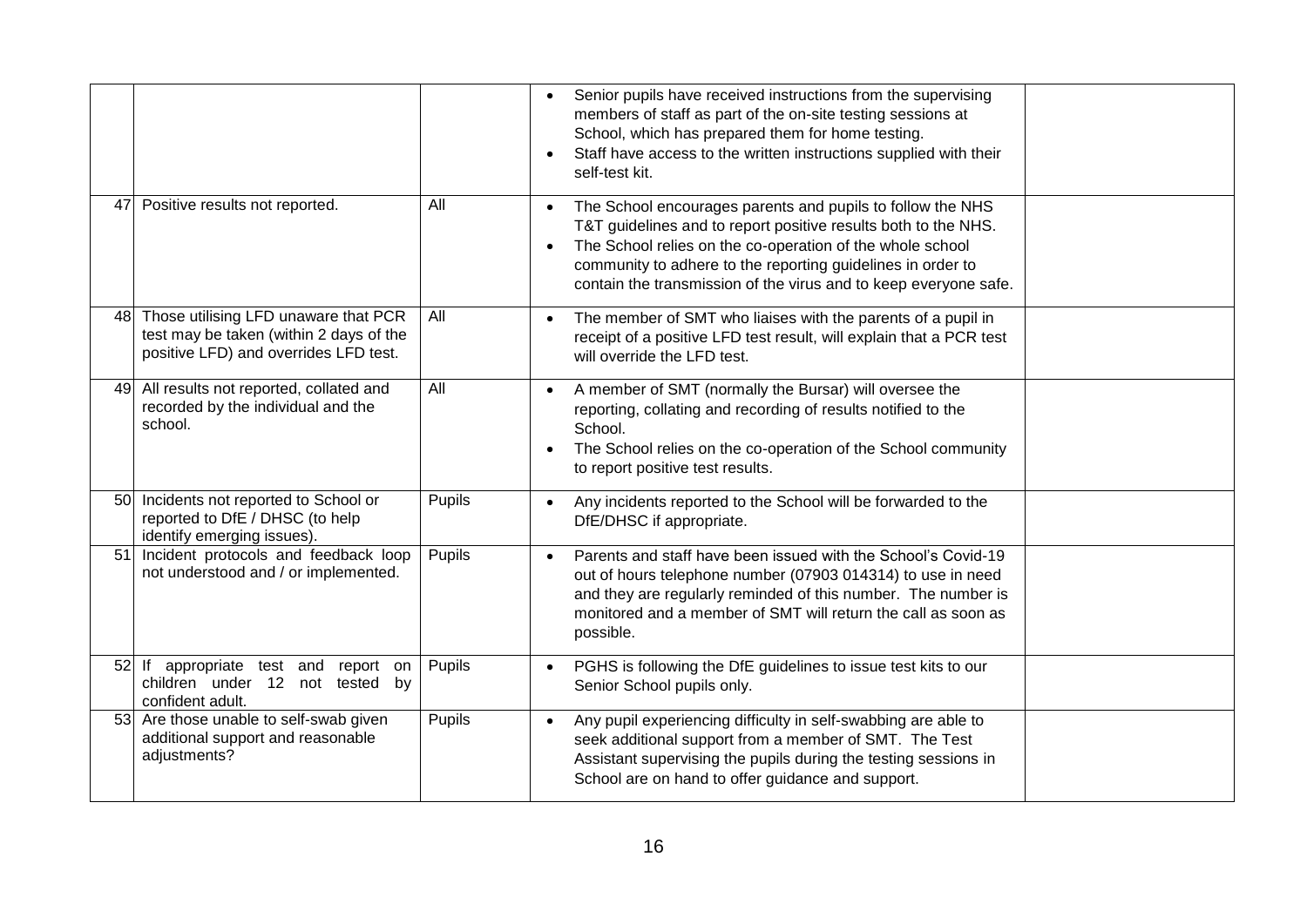| | | | | |
|---|---|---|---|---|
| | | | • Senior pupils have received instructions from the supervising members of staff as part of the on-site testing sessions at School, which has prepared them for home testing.<br>• Staff have access to the written instructions supplied with their self-test kit. | |
| 47 | Positive results not reported. | All | • The School encourages parents and pupils to follow the NHS T&T guidelines and to report positive results both to the NHS.<br>• The School relies on the co-operation of the whole school community to adhere to the reporting guidelines in order to contain the transmission of the virus and to keep everyone safe. | |
| 48 | Those utilising LFD unaware that PCR test may be taken (within 2 days of the positive LFD) and overrides LFD test. | All | • The member of SMT who liaises with the parents of a pupil in receipt of a positive LFD test result, will explain that a PCR test will override the LFD test. | |
| 49 | All results not reported, collated and recorded by the individual and the school. | All | • A member of SMT (normally the Bursar) will oversee the reporting, collating and recording of results notified to the School.<br>• The School relies on the co-operation of the School community to report positive test results. | |
| 50 | Incidents not reported to School or reported to DfE / DHSC (to help identify emerging issues). | Pupils | • Any incidents reported to the School will be forwarded to the DfE/DHSC if appropriate. | |
| 51 | Incident protocols and feedback loop not understood and / or implemented. | Pupils | • Parents and staff have been issued with the School's Covid-19 out of hours telephone number (07903 014314) to use in need and they are regularly reminded of this number. The number is monitored and a member of SMT will return the call as soon as possible. | |
| 52 | If appropriate test and report on children under 12 not tested by confident adult. | Pupils | • PGHS is following the DfE guidelines to issue test kits to our Senior School pupils only. | |
| 53 | Are those unable to self-swab given additional support and reasonable adjustments? | Pupils | • Any pupil experiencing difficulty in self-swabbing are able to seek additional support from a member of SMT. The Test Assistant supervising the pupils during the testing sessions in School are on hand to offer guidance and support. | |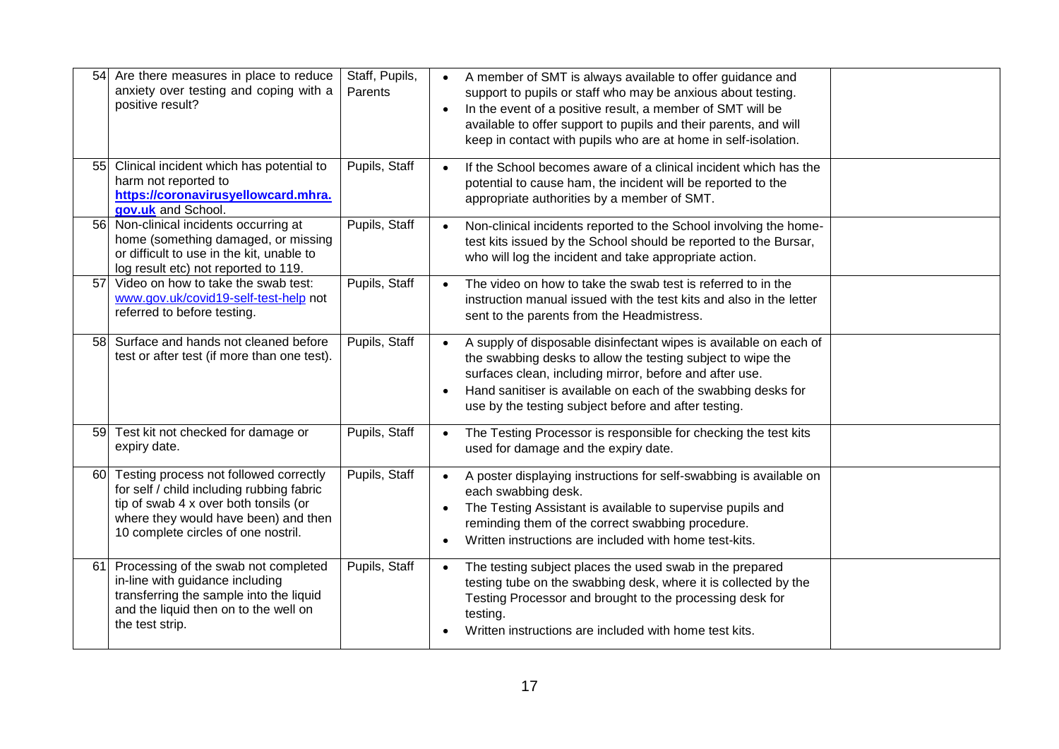| | | | | |
|---|---|---|---|---|
| 54 | Are there measures in place to reduce anxiety over testing and coping with a positive result? | Staff, Pupils, Parents | • A member of SMT is always available to offer guidance and support to pupils or staff who may be anxious about testing.<br>• In the event of a positive result, a member of SMT will be available to offer support to pupils and their parents, and will keep in contact with pupils who are at home in self-isolation. | |
| 55 | Clinical incident which has potential to harm not reported to **https://coronavirusyellowcard.mhra.gov.uk** and School. | Pupils, Staff | • If the School becomes aware of a clinical incident which has the potential to cause ham, the incident will be reported to the appropriate authorities by a member of SMT. | |
| 56 | Non-clinical incidents occurring at home (something damaged, or missing or difficult to use in the kit, unable to log result etc) not reported to 119. | Pupils, Staff | • Non-clinical incidents reported to the School involving the home-test kits issued by the School should be reported to the Bursar, who will log the incident and take appropriate action. | |
| 57 | Video on how to take the swab test: www.gov.uk/covid19-self-test-help not referred to before testing. | Pupils, Staff | • The video on how to take the swab test is referred to in the instruction manual issued with the test kits and also in the letter sent to the parents from the Headmistress. | |
| 58 | Surface and hands not cleaned before test or after test (if more than one test). | Pupils, Staff | • A supply of disposable disinfectant wipes is available on each of the swabbing desks to allow the testing subject to wipe the surfaces clean, including mirror, before and after use.<br>• Hand sanitiser is available on each of the swabbing desks for use by the testing subject before and after testing. | |
| 59 | Test kit not checked for damage or expiry date. | Pupils, Staff | • The Testing Processor is responsible for checking the test kits used for damage and the expiry date. | |
| 60 | Testing process not followed correctly for self / child including rubbing fabric tip of swab 4 x over both tonsils (or where they would have been) and then 10 complete circles of one nostril. | Pupils, Staff | • A poster displaying instructions for self-swabbing is available on each swabbing desk.<br>• The Testing Assistant is available to supervise pupils and reminding them of the correct swabbing procedure.<br>• Written instructions are included with home test-kits. | |
| 61 | Processing of the swab not completed in-line with guidance including transferring the sample into the liquid and the liquid then on to the well on the test strip. | Pupils, Staff | • The testing subject places the used swab in the prepared testing tube on the swabbing desk, where it is collected by the Testing Processor and brought to the processing desk for testing.<br>• Written instructions are included with home test kits. | |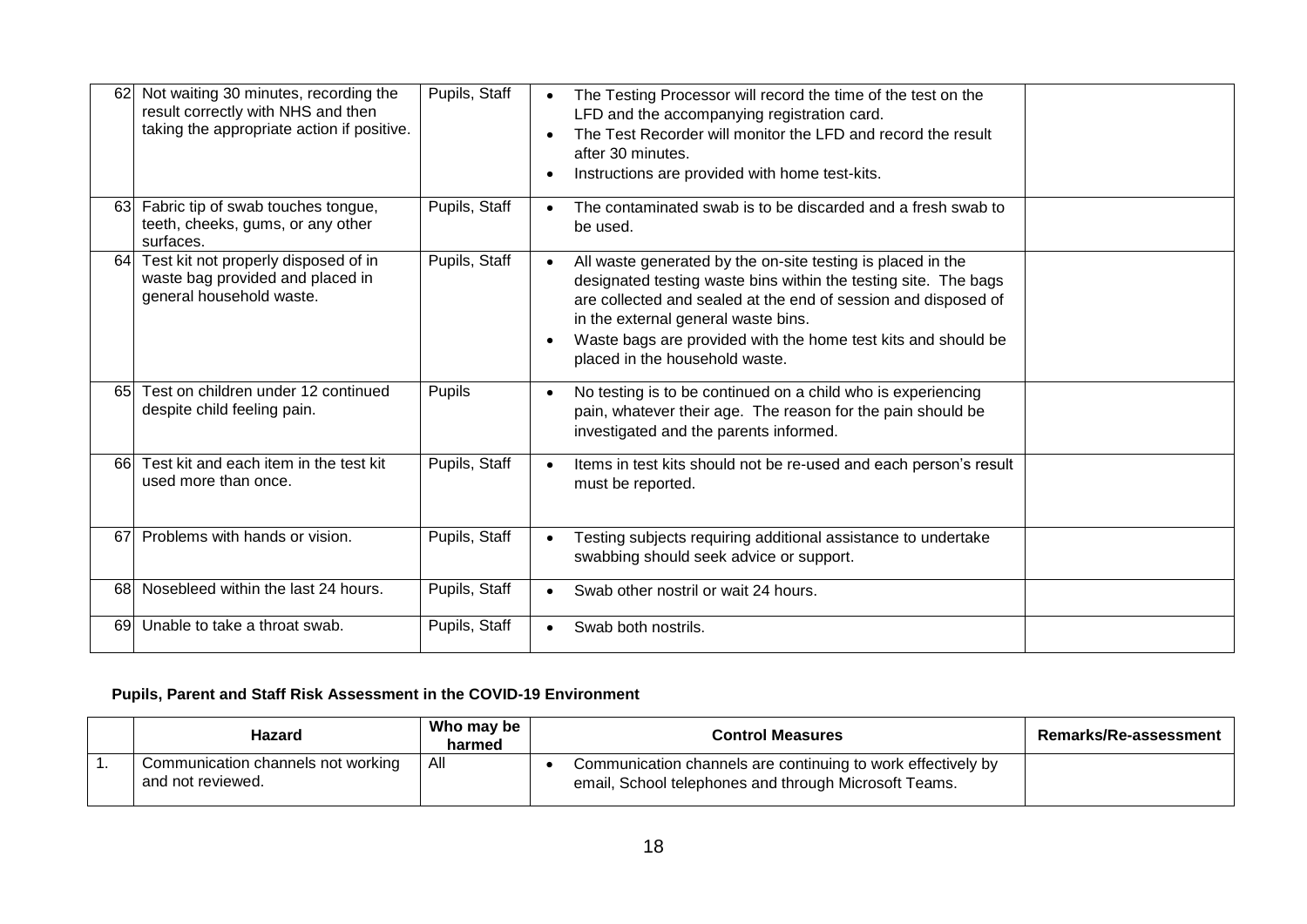| | | | | |
|---|---|---|---|---|
| 62 | Not waiting 30 minutes, recording the result correctly with NHS and then taking the appropriate action if positive. | Pupils, Staff | • The Testing Processor will record the time of the test on the LFD and the accompanying registration card.<br>• The Test Recorder will monitor the LFD and record the result after 30 minutes.<br>• Instructions are provided with home test-kits. | |
| 63 | Fabric tip of swab touches tongue, teeth, cheeks, gums, or any other surfaces. | Pupils, Staff | • The contaminated swab is to be discarded and a fresh swab to be used. | |
| 64 | Test kit not properly disposed of in waste bag provided and placed in general household waste. | Pupils, Staff | • All waste generated by the on-site testing is placed in the designated testing waste bins within the testing site. The bags are collected and sealed at the end of session and disposed of in the external general waste bins.<br>• Waste bags are provided with the home test kits and should be placed in the household waste. | |
| 65 | Test on children under 12 continued despite child feeling pain. | Pupils | • No testing is to be continued on a child who is experiencing pain, whatever their age. The reason for the pain should be investigated and the parents informed. | |
| 66 | Test kit and each item in the test kit used more than once. | Pupils, Staff | • Items in test kits should not be re-used and each person's result must be reported. | |
| 67 | Problems with hands or vision. | Pupils, Staff | • Testing subjects requiring additional assistance to undertake swabbing should seek advice or support. | |
| 68 | Nosebleed within the last 24 hours. | Pupils, Staff | • Swab other nostril or wait 24 hours. | |
| 69 | Unable to take a throat swab. | Pupils, Staff | • Swab both nostrils. | |

**Pupils, Parent and Staff Risk Assessment in the COVID-19 Environment**

| | Hazard | Who may be harmed | Control Measures | Remarks/Re-assessment |
|---|---|---|---|---|
| 1. | Communication channels not working and not reviewed. | All | • Communication channels are continuing to work effectively by email, School telephones and through Microsoft Teams. | |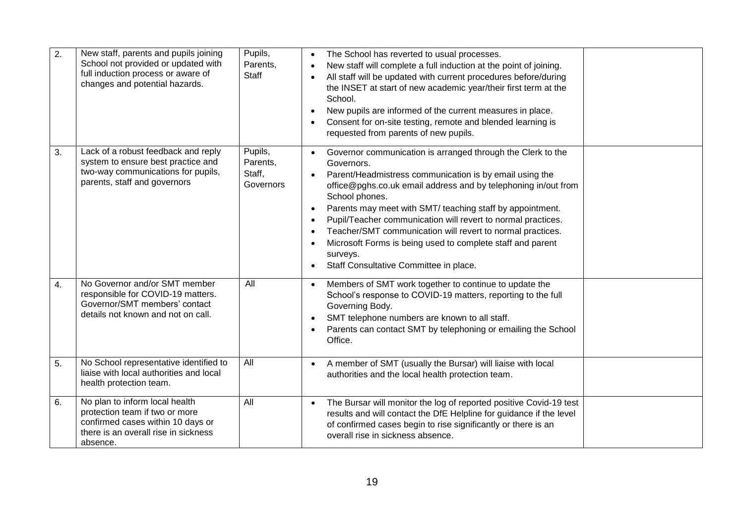| | | | | |
|---|---|---|---|---|
| 2. | New staff, parents and pupils joining School not provided or updated with full induction process or aware of changes and potential hazards. | Pupils, Parents, Staff | • The School has reverted to usual processes.<br>• New staff will complete a full induction at the point of joining.<br>• All staff will be updated with current procedures before/during the INSET at start of new academic year/their first term at the School.<br>• New pupils are informed of the current measures in place.<br>• Consent for on-site testing, remote and blended learning is requested from parents of new pupils. | |
| 3. | Lack of a robust feedback and reply system to ensure best practice and two-way communications for pupils, parents, staff and governors | Pupils, Parents, Staff, Governors | • Governor communication is arranged through the Clerk to the Governors.<br>• Parent/Headmistress communication is by email using the office@pghs.co.uk email address and by telephoning in/out from School phones.<br>• Parents may meet with SMT/ teaching staff by appointment.<br>• Pupil/Teacher communication will revert to normal practices.<br>• Teacher/SMT communication will revert to normal practices.<br>• Microsoft Forms is being used to complete staff and parent surveys.<br>• Staff Consultative Committee in place. | |
| 4. | No Governor and/or SMT member responsible for COVID-19 matters. Governor/SMT members' contact details not known and not on call. | All | • Members of SMT work together to continue to update the School's response to COVID-19 matters, reporting to the full Governing Body.<br>• SMT telephone numbers are known to all staff.<br>• Parents can contact SMT by telephoning or emailing the School Office. | |
| 5. | No School representative identified to liaise with local authorities and local health protection team. | All | • A member of SMT (usually the Bursar) will liaise with local authorities and the local health protection team. | |
| 6. | No plan to inform local health protection team if two or more confirmed cases within 10 days or there is an overall rise in sickness absence. | All | • The Bursar will monitor the log of reported positive Covid-19 test results and will contact the DfE Helpline for guidance if the level of confirmed cases begin to rise significantly or there is an overall rise in sickness absence. | |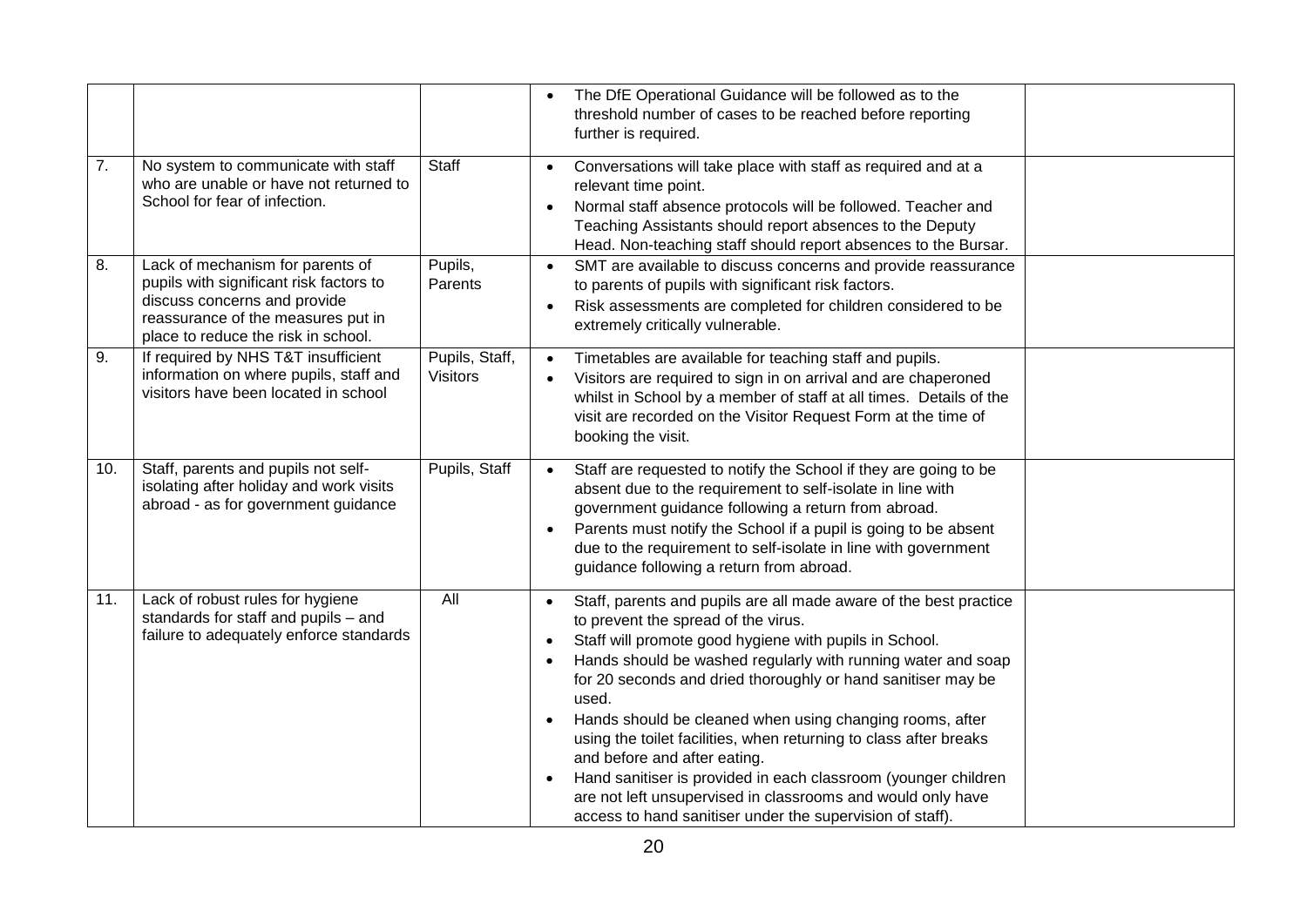| | | | | |
|---|---|---|---|---|
| | | | • The DfE Operational Guidance will be followed as to the threshold number of cases to be reached before reporting further is required. | |
| 7. | No system to communicate with staff who are unable or have not returned to School for fear of infection. | Staff | • Conversations will take place with staff as required and at a relevant time point.<br>• Normal staff absence protocols will be followed. Teacher and Teaching Assistants should report absences to the Deputy Head. Non-teaching staff should report absences to the Bursar. | |
| 8. | Lack of mechanism for parents of pupils with significant risk factors to discuss concerns and provide reassurance of the measures put in place to reduce the risk in school. | Pupils, Parents | • SMT are available to discuss concerns and provide reassurance to parents of pupils with significant risk factors.<br>• Risk assessments are completed for children considered to be extremely critically vulnerable. | |
| 9. | If required by NHS T&T insufficient information on where pupils, staff and visitors have been located in school | Pupils, Staff, Visitors | • Timetables are available for teaching staff and pupils.<br>• Visitors are required to sign in on arrival and are chaperoned whilst in School by a member of staff at all times. Details of the visit are recorded on the Visitor Request Form at the time of booking the visit. | |
| 10. | Staff, parents and pupils not self-isolating after holiday and work visits abroad - as for government guidance | Pupils, Staff | • Staff are requested to notify the School if they are going to be absent due to the requirement to self-isolate in line with government guidance following a return from abroad.<br>• Parents must notify the School if a pupil is going to be absent due to the requirement to self-isolate in line with government guidance following a return from abroad. | |
| 11. | Lack of robust rules for hygiene standards for staff and pupils – and failure to adequately enforce standards | All | • Staff, parents and pupils are all made aware of the best practice to prevent the spread of the virus.<br>• Staff will promote good hygiene with pupils in School.<br>• Hands should be washed regularly with running water and soap for 20 seconds and dried thoroughly or hand sanitiser may be used.<br>• Hands should be cleaned when using changing rooms, after using the toilet facilities, when returning to class after breaks and before and after eating.<br>• Hand sanitiser is provided in each classroom (younger children are not left unsupervised in classrooms and would only have access to hand sanitiser under the supervision of staff). | |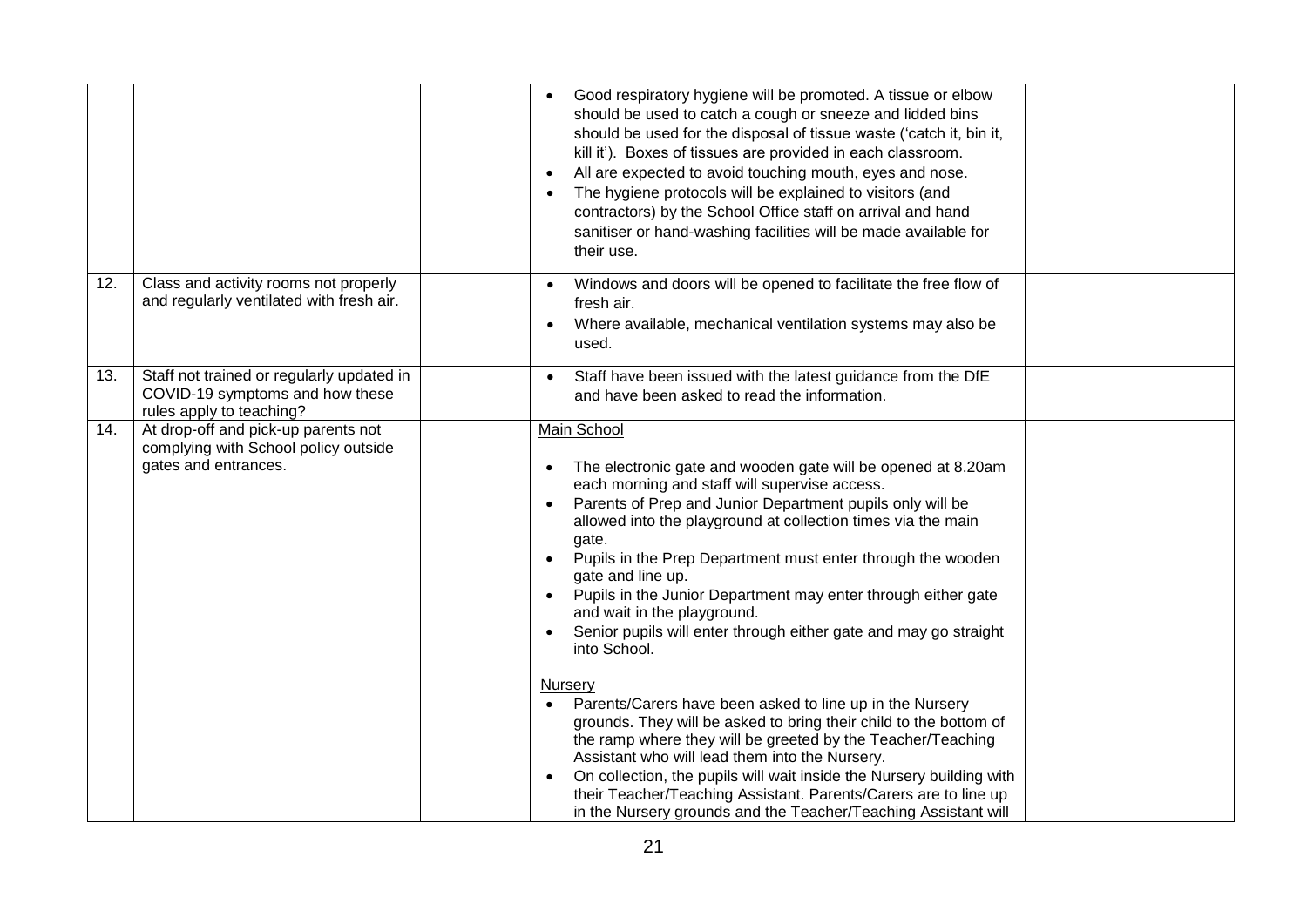| | | | | |
|---|---|---|---|---|
| | | | • Good respiratory hygiene will be promoted. A tissue or elbow should be used to catch a cough or sneeze and lidded bins should be used for the disposal of tissue waste ('catch it, bin it, kill it'). Boxes of tissues are provided in each classroom.<br>• All are expected to avoid touching mouth, eyes and nose.<br>• The hygiene protocols will be explained to visitors (and contractors) by the School Office staff on arrival and hand sanitiser or hand-washing facilities will be made available for their use. | |
| 12. | Class and activity rooms not properly and regularly ventilated with fresh air. | | • Windows and doors will be opened to facilitate the free flow of fresh air.<br>• Where available, mechanical ventilation systems may also be used. | |
| 13. | Staff not trained or regularly updated in COVID-19 symptoms and how these rules apply to teaching? | | • Staff have been issued with the latest guidance from the DfE and have been asked to read the information. | |
| 14. | At drop-off and pick-up parents not complying with School policy outside gates and entrances. | | Main School<br><br>• The electronic gate and wooden gate will be opened at 8.20am each morning and staff will supervise access.<br>• Parents of Prep and Junior Department pupils only will be allowed into the playground at collection times via the main gate.<br>• Pupils in the Prep Department must enter through the wooden gate and line up.<br>• Pupils in the Junior Department may enter through either gate and wait in the playground.<br>• Senior pupils will enter through either gate and may go straight into School.<br><br>Nursery<br>• Parents/Carers have been asked to line up in the Nursery grounds. They will be asked to bring their child to the bottom of the ramp where they will be greeted by the Teacher/Teaching Assistant who will lead them into the Nursery.<br>• On collection, the pupils will wait inside the Nursery building with their Teacher/Teaching Assistant. Parents/Carers are to line up in the Nursery grounds and the Teacher/Teaching Assistant will | |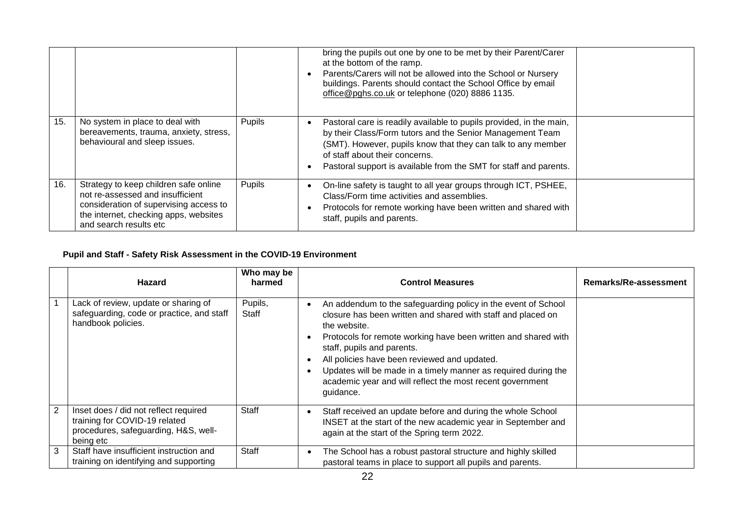| | | | | |
|---|---|---|---|---|
| | | | bring the pupils out one by one to be met by their Parent/Carer at the bottom of the ramp.<br>• Parents/Carers will not be allowed into the School or Nursery buildings. Parents should contact the School Office by email office@pghs.co.uk or telephone (020) 8886 1135. | |
| 15. | No system in place to deal with bereavements, trauma, anxiety, stress, behavioural and sleep issues. | Pupils | • Pastoral care is readily available to pupils provided, in the main, by their Class/Form tutors and the Senior Management Team (SMT). However, pupils know that they can talk to any member of staff about their concerns.<br>• Pastoral support is available from the SMT for staff and parents. | |
| 16. | Strategy to keep children safe online not re-assessed and insufficient consideration of supervising access to the internet, checking apps, websites and search results etc | Pupils | • On-line safety is taught to all year groups through ICT, PSHEE, Class/Form time activities and assemblies.<br>• Protocols for remote working have been written and shared with staff, pupils and parents. | |

**Pupil and Staff - Safety Risk Assessment in the COVID-19 Environment**

| | Hazard | Who may be harmed | Control Measures | Remarks/Re-assessment |
|---|---|---|---|---|
| 1 | Lack of review, update or sharing of safeguarding, code or practice, and staff handbook policies. | Pupils, Staff | • An addendum to the safeguarding policy in the event of School closure has been written and shared with staff and placed on the website.<br>• Protocols for remote working have been written and shared with staff, pupils and parents.<br>• All policies have been reviewed and updated.<br>• Updates will be made in a timely manner as required during the academic year and will reflect the most recent government guidance. | |
| 2 | Inset does / did not reflect required training for COVID-19 related procedures, safeguarding, H&S, well-being etc | Staff | • Staff received an update before and during the whole School INSET at the start of the new academic year in September and again at the start of the Spring term 2022. | |
| 3 | Staff have insufficient instruction and training on identifying and supporting | Staff | • The School has a robust pastoral structure and highly skilled pastoral teams in place to support all pupils and parents. | |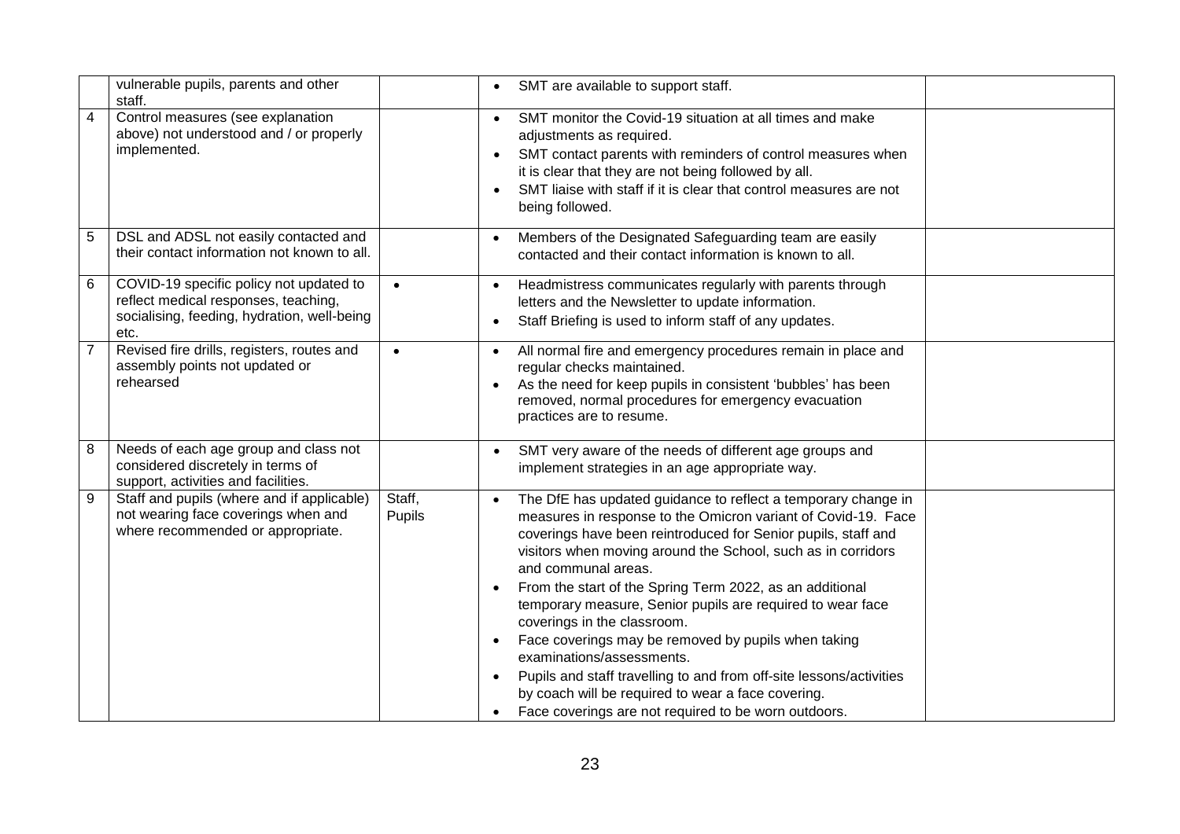| | | | | |
|---|---|---|---|---|
| | vulnerable pupils, parents and other staff. | | • SMT are available to support staff. | |
| 4 | Control measures (see explanation above) not understood and / or properly implemented. | | • SMT monitor the Covid-19 situation at all times and make adjustments as required.<br>• SMT contact parents with reminders of control measures when it is clear that they are not being followed by all.<br>• SMT liaise with staff if it is clear that control measures are not being followed. | |
| 5 | DSL and ADSL not easily contacted and their contact information not known to all. | | • Members of the Designated Safeguarding team are easily contacted and their contact information is known to all. | |
| 6 | COVID-19 specific policy not updated to reflect medical responses, teaching, socialising, feeding, hydration, well-being etc. | • | • Headmistress communicates regularly with parents through letters and the Newsletter to update information.<br>• Staff Briefing is used to inform staff of any updates. | |
| 7 | Revised fire drills, registers, routes and assembly points not updated or rehearsed | • | • All normal fire and emergency procedures remain in place and regular checks maintained.<br>• As the need for keep pupils in consistent 'bubbles' has been removed, normal procedures for emergency evacuation practices are to resume. | |
| 8 | Needs of each age group and class not considered discretely in terms of support, activities and facilities. | | • SMT very aware of the needs of different age groups and implement strategies in an age appropriate way. | |
| 9 | Staff and pupils (where and if applicable) not wearing face coverings when and where recommended or appropriate. | Staff, Pupils | • The DfE has updated guidance to reflect a temporary change in measures in response to the Omicron variant of Covid-19. Face coverings have been reintroduced for Senior pupils, staff and visitors when moving around the School, such as in corridors and communal areas.<br>• From the start of the Spring Term 2022, as an additional temporary measure, Senior pupils are required to wear face coverings in the classroom.<br>• Face coverings may be removed by pupils when taking examinations/assessments.<br>• Pupils and staff travelling to and from off-site lessons/activities by coach will be required to wear a face covering.<br>• Face coverings are not required to be worn outdoors. | |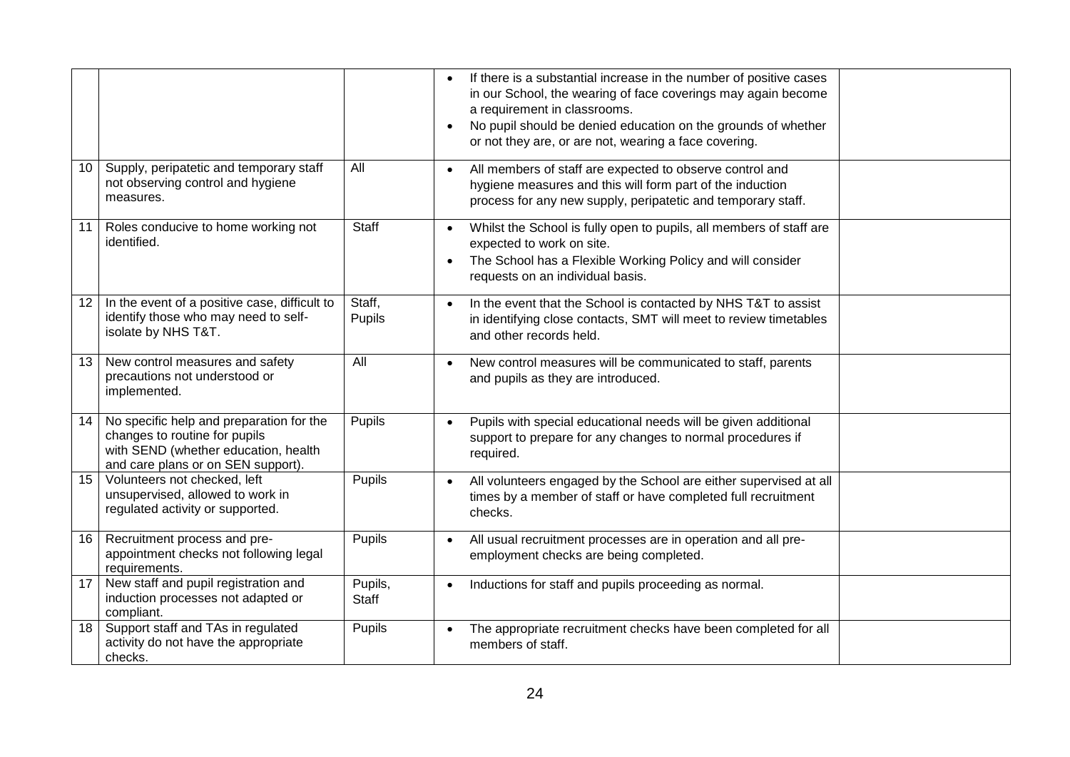| | | | | |
|---|---|---|---|---|
| | | | • If there is a substantial increase in the number of positive cases in our School, the wearing of face coverings may again become a requirement in classrooms.<br>• No pupil should be denied education on the grounds of whether or not they are, or are not, wearing a face covering. | |
| 10 | Supply, peripatetic and temporary staff not observing control and hygiene measures. | All | • All members of staff are expected to observe control and hygiene measures and this will form part of the induction process for any new supply, peripatetic and temporary staff. | |
| 11 | Roles conducive to home working not identified. | Staff | • Whilst the School is fully open to pupils, all members of staff are expected to work on site.<br>• The School has a Flexible Working Policy and will consider requests on an individual basis. | |
| 12 | In the event of a positive case, difficult to identify those who may need to self-isolate by NHS T&T. | Staff, Pupils | • In the event that the School is contacted by NHS T&T to assist in identifying close contacts, SMT will meet to review timetables and other records held. | |
| 13 | New control measures and safety precautions not understood or implemented. | All | • New control measures will be communicated to staff, parents and pupils as they are introduced. | |
| 14 | No specific help and preparation for the changes to routine for pupils with SEND (whether education, health and care plans or on SEN support). | Pupils | • Pupils with special educational needs will be given additional support to prepare for any changes to normal procedures if required. | |
| 15 | Volunteers not checked, left unsupervised, allowed to work in regulated activity or supported. | Pupils | • All volunteers engaged by the School are either supervised at all times by a member of staff or have completed full recruitment checks. | |
| 16 | Recruitment process and pre-appointment checks not following legal requirements. | Pupils | • All usual recruitment processes are in operation and all pre-employment checks are being completed. | |
| 17 | New staff and pupil registration and induction processes not adapted or compliant. | Pupils, Staff | • Inductions for staff and pupils proceeding as normal. | |
| 18 | Support staff and TAs in regulated activity do not have the appropriate checks. | Pupils | • The appropriate recruitment checks have been completed for all members of staff. | |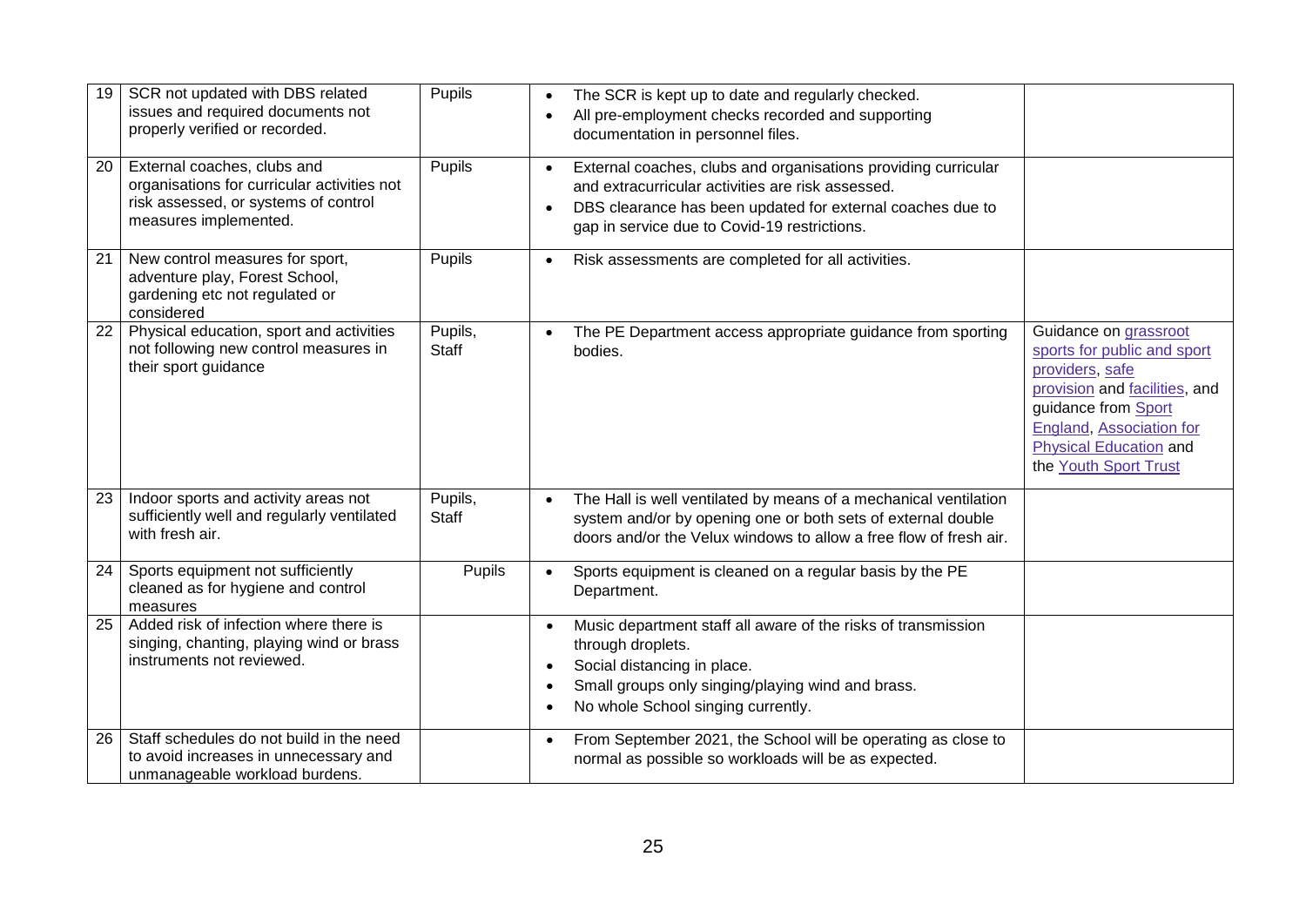| | | | | |
|---|---|---|---|---|
| 19 | SCR not updated with DBS related issues and required documents not properly verified or recorded. | Pupils | • The SCR is kept up to date and regularly checked.<br>• All pre-employment checks recorded and supporting documentation in personnel files. | |
| 20 | External coaches, clubs and organisations for curricular activities not risk assessed, or systems of control measures implemented. | Pupils | • External coaches, clubs and organisations providing curricular and extracurricular activities are risk assessed.<br>• DBS clearance has been updated for external coaches due to gap in service due to Covid-19 restrictions. | |
| 21 | New control measures for sport, adventure play, Forest School, gardening etc not regulated or considered | Pupils | • Risk assessments are completed for all activities. | |
| 22 | Physical education, sport and activities not following new control measures in their sport guidance | Pupils, Staff | • The PE Department access appropriate guidance from sporting bodies. | Guidance on grassroot sports for public and sport providers, safe provision and facilities, and guidance from Sport England, Association for Physical Education and the Youth Sport Trust |
| 23 | Indoor sports and activity areas not sufficiently well and regularly ventilated with fresh air. | Pupils, Staff | • The Hall is well ventilated by means of a mechanical ventilation system and/or by opening one or both sets of external double doors and/or the Velux windows to allow a free flow of fresh air. | |
| 24 | Sports equipment not sufficiently cleaned as for hygiene and control measures | Pupils | • Sports equipment is cleaned on a regular basis by the PE Department. | |
| 25 | Added risk of infection where there is singing, chanting, playing wind or brass instruments not reviewed. | | • Music department staff all aware of the risks of transmission through droplets.<br>• Social distancing in place.<br>• Small groups only singing/playing wind and brass.<br>• No whole School singing currently. | |
| 26 | Staff schedules do not build in the need to avoid increases in unnecessary and unmanageable workload burdens. | | • From September 2021, the School will be operating as close to normal as possible so workloads will be as expected. | |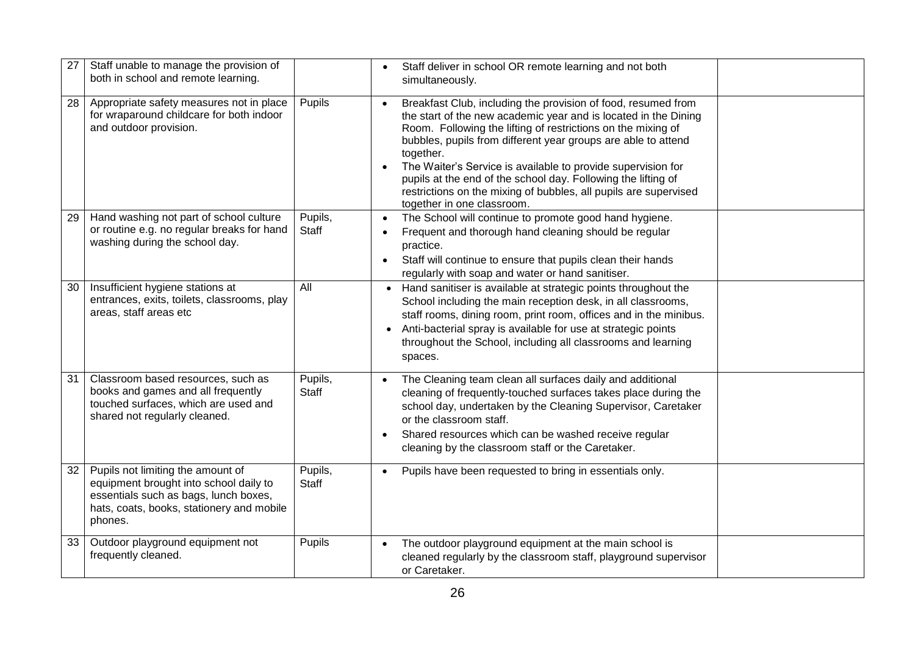| | | | | |
|---|---|---|---|---|
| 27 | Staff unable to manage the provision of both in school and remote learning. | | • Staff deliver in school OR remote learning and not both simultaneously. | |
| 28 | Appropriate safety measures not in place for wraparound childcare for both indoor and outdoor provision. | Pupils | • Breakfast Club, including the provision of food, resumed from the start of the new academic year and is located in the Dining Room. Following the lifting of restrictions on the mixing of bubbles, pupils from different year groups are able to attend together.<br>• The Waiter's Service is available to provide supervision for pupils at the end of the school day. Following the lifting of restrictions on the mixing of bubbles, all pupils are supervised together in one classroom. | |
| 29 | Hand washing not part of school culture or routine e.g. no regular breaks for hand washing during the school day. | Pupils, Staff | • The School will continue to promote good hand hygiene.<br>• Frequent and thorough hand cleaning should be regular practice.<br>• Staff will continue to ensure that pupils clean their hands regularly with soap and water or hand sanitiser. | |
| 30 | Insufficient hygiene stations at entrances, exits, toilets, classrooms, play areas, staff areas etc | All | • Hand sanitiser is available at strategic points throughout the School including the main reception desk, in all classrooms, staff rooms, dining room, print room, offices and in the minibus.<br>• Anti-bacterial spray is available for use at strategic points throughout the School, including all classrooms and learning spaces. | |
| 31 | Classroom based resources, such as books and games and all frequently touched surfaces, which are used and shared not regularly cleaned. | Pupils, Staff | • The Cleaning team clean all surfaces daily and additional cleaning of frequently-touched surfaces takes place during the school day, undertaken by the Cleaning Supervisor, Caretaker or the classroom staff.<br>• Shared resources which can be washed receive regular cleaning by the classroom staff or the Caretaker. | |
| 32 | Pupils not limiting the amount of equipment brought into school daily to essentials such as bags, lunch boxes, hats, coats, books, stationery and mobile phones. | Pupils, Staff | • Pupils have been requested to bring in essentials only. | |
| 33 | Outdoor playground equipment not frequently cleaned. | Pupils | • The outdoor playground equipment at the main school is cleaned regularly by the classroom staff, playground supervisor or Caretaker. | |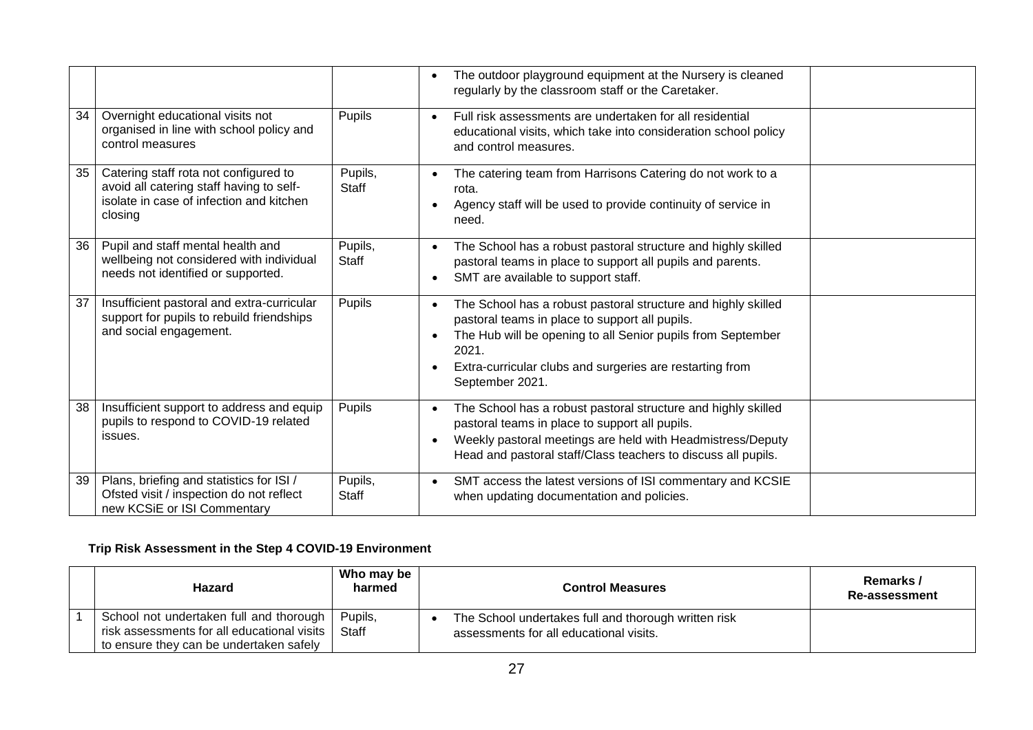| | | | | |
|---|---|---|---|---|
| | | | • The outdoor playground equipment at the Nursery is cleaned regularly by the classroom staff or the Caretaker. | |
| 34 | Overnight educational visits not organised in line with school policy and control measures | Pupils | • Full risk assessments are undertaken for all residential educational visits, which take into consideration school policy and control measures. | |
| 35 | Catering staff rota not configured to avoid all catering staff having to self-isolate in case of infection and kitchen closing | Pupils, Staff | • The catering team from Harrisons Catering do not work to a rota.<br>• Agency staff will be used to provide continuity of service in need. | |
| 36 | Pupil and staff mental health and wellbeing not considered with individual needs not identified or supported. | Pupils, Staff | • The School has a robust pastoral structure and highly skilled pastoral teams in place to support all pupils and parents.<br>• SMT are available to support staff. | |
| 37 | Insufficient pastoral and extra-curricular support for pupils to rebuild friendships and social engagement. | Pupils | • The School has a robust pastoral structure and highly skilled pastoral teams in place to support all pupils.<br>• The Hub will be opening to all Senior pupils from September 2021.<br>• Extra-curricular clubs and surgeries are restarting from September 2021. | |
| 38 | Insufficient support to address and equip pupils to respond to COVID-19 related issues. | Pupils | • The School has a robust pastoral structure and highly skilled pastoral teams in place to support all pupils.<br>• Weekly pastoral meetings are held with Headmistress/Deputy Head and pastoral staff/Class teachers to discuss all pupils. | |
| 39 | Plans, briefing and statistics for ISI / Ofsted visit / inspection do not reflect new KCSiE or ISI Commentary | Pupils, Staff | • SMT access the latest versions of ISI commentary and KCSIE when updating documentation and policies. | |

**Trip Risk Assessment in the Step 4 COVID-19 Environment**

| | Hazard | Who may be harmed | Control Measures | Remarks / Re-assessment |
|---|---|---|---|---|
| 1 | School not undertaken full and thorough risk assessments for all educational visits to ensure they can be undertaken safely | Pupils, Staff | • The School undertakes full and thorough written risk assessments for all educational visits. | |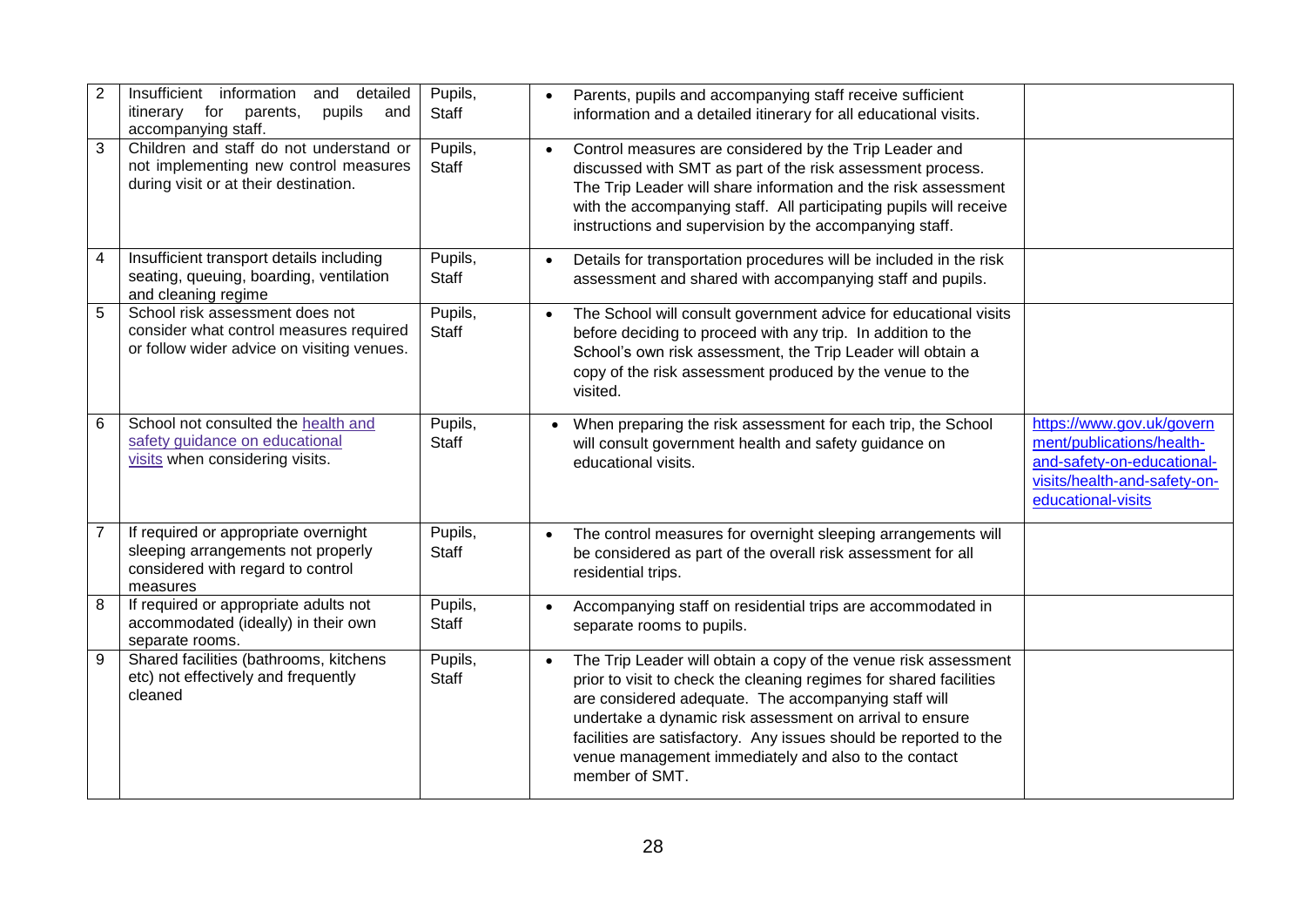| 2 | Insufficient information and detailed itinerary for parents, pupils and accompanying staff. | Pupils, Staff | • Parents, pupils and accompanying staff receive sufficient information and a detailed itinerary for all educational visits. | |
|---|---|---|---|---|
| 3 | Children and staff do not understand or not implementing new control measures during visit or at their destination. | Pupils, Staff | • Control measures are considered by the Trip Leader and discussed with SMT as part of the risk assessment process. The Trip Leader will share information and the risk assessment with the accompanying staff. All participating pupils will receive instructions and supervision by the accompanying staff. | |
| 4 | Insufficient transport details including seating, queuing, boarding, ventilation and cleaning regime | Pupils, Staff | • Details for transportation procedures will be included in the risk assessment and shared with accompanying staff and pupils. | |
| 5 | School risk assessment does not consider what control measures required or follow wider advice on visiting venues. | Pupils, Staff | • The School will consult government advice for educational visits before deciding to proceed with any trip. In addition to the School's own risk assessment, the Trip Leader will obtain a copy of the risk assessment produced by the venue to the visited. | |
| 6 | School not consulted the [health and safety guidance on educational visits](https://www.gov.uk/government/publications/health-and-safety-on-educational-visits/health-and-safety-on-educational-visits) when considering visits. | Pupils, Staff | • When preparing the risk assessment for each trip, the School will consult government health and safety guidance on educational visits. | https://www.gov.uk/government/publications/health-and-safety-on-educational-visits/health-and-safety-on-educational-visits |
| 7 | If required or appropriate overnight sleeping arrangements not properly considered with regard to control measures | Pupils, Staff | • The control measures for overnight sleeping arrangements will be considered as part of the overall risk assessment for all residential trips. | |
| 8 | If required or appropriate adults not accommodated (ideally) in their own separate rooms. | Pupils, Staff | • Accompanying staff on residential trips are accommodated in separate rooms to pupils. | |
| 9 | Shared facilities (bathrooms, kitchens etc) not effectively and frequently cleaned | Pupils, Staff | • The Trip Leader will obtain a copy of the venue risk assessment prior to visit to check the cleaning regimes for shared facilities are considered adequate. The accompanying staff will undertake a dynamic risk assessment on arrival to ensure facilities are satisfactory. Any issues should be reported to the venue management immediately and also to the contact member of SMT. | |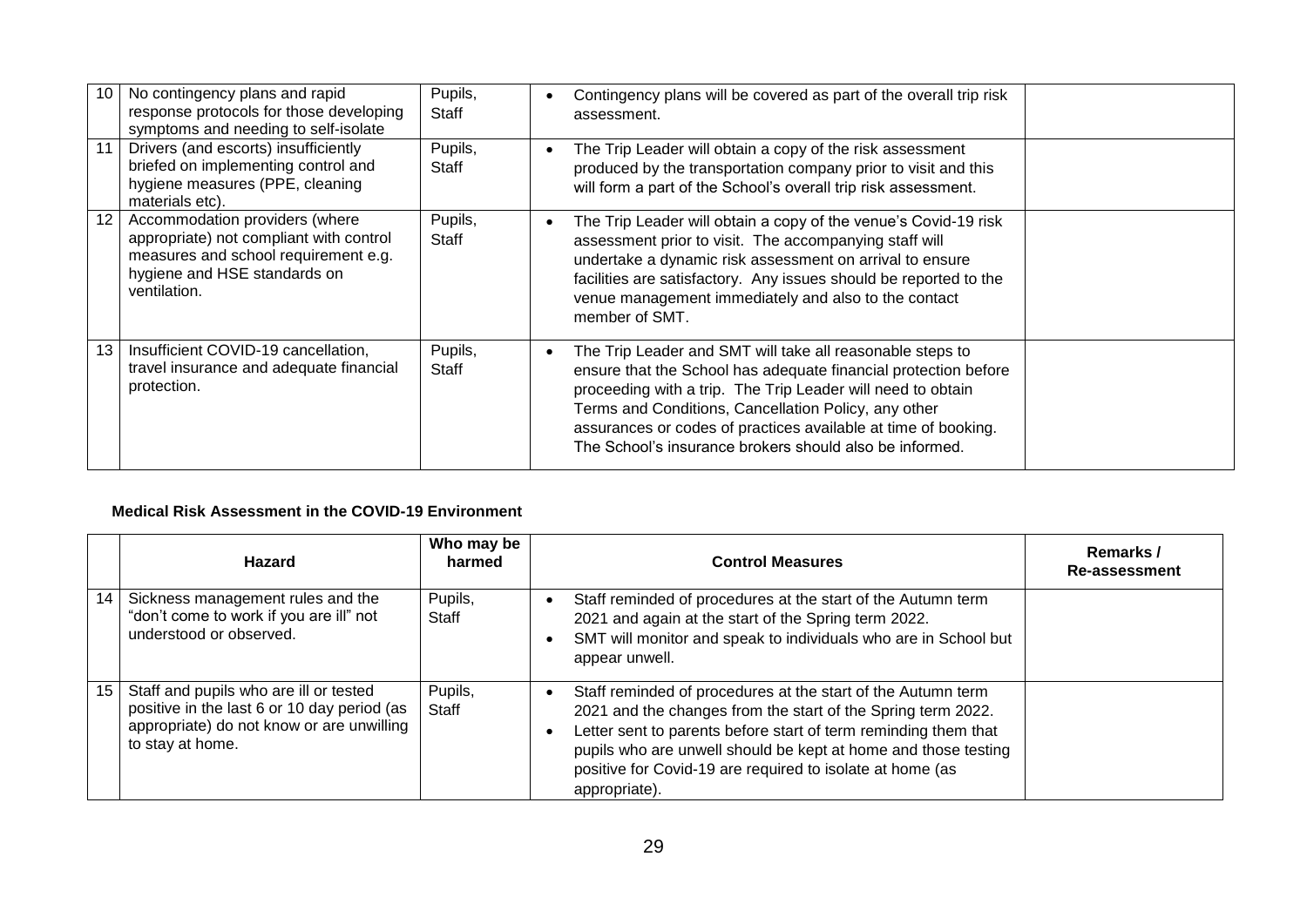| | | | | |
|---|---|---|---|---|
| 10 | No contingency plans and rapid response protocols for those developing symptoms and needing to self-isolate | Pupils, Staff | • Contingency plans will be covered as part of the overall trip risk assessment. | |
| 11 | Drivers (and escorts) insufficiently briefed on implementing control and hygiene measures (PPE, cleaning materials etc). | Pupils, Staff | • The Trip Leader will obtain a copy of the risk assessment produced by the transportation company prior to visit and this will form a part of the School's overall trip risk assessment. | |
| 12 | Accommodation providers (where appropriate) not compliant with control measures and school requirement e.g. hygiene and HSE standards on ventilation. | Pupils, Staff | • The Trip Leader will obtain a copy of the venue's Covid-19 risk assessment prior to visit. The accompanying staff will undertake a dynamic risk assessment on arrival to ensure facilities are satisfactory. Any issues should be reported to the venue management immediately and also to the contact member of SMT. | |
| 13 | Insufficient COVID-19 cancellation, travel insurance and adequate financial protection. | Pupils, Staff | • The Trip Leader and SMT will take all reasonable steps to ensure that the School has adequate financial protection before proceeding with a trip. The Trip Leader will need to obtain Terms and Conditions, Cancellation Policy, any other assurances or codes of practices available at time of booking. The School's insurance brokers should also be informed. | |

**Medical Risk Assessment in the COVID-19 Environment**

| | Hazard | Who may be harmed | Control Measures | Remarks / Re-assessment |
|---|---|---|---|---|
| 14 | Sickness management rules and the "don't come to work if you are ill" not understood or observed. | Pupils, Staff | • Staff reminded of procedures at the start of the Autumn term 2021 and again at the start of the Spring term 2022.<br>• SMT will monitor and speak to individuals who are in School but appear unwell. | |
| 15 | Staff and pupils who are ill or tested positive in the last 6 or 10 day period (as appropriate) do not know or are unwilling to stay at home. | Pupils, Staff | • Staff reminded of procedures at the start of the Autumn term 2021 and the changes from the start of the Spring term 2022.<br>• Letter sent to parents before start of term reminding them that pupils who are unwell should be kept at home and those testing positive for Covid-19 are required to isolate at home (as appropriate). | |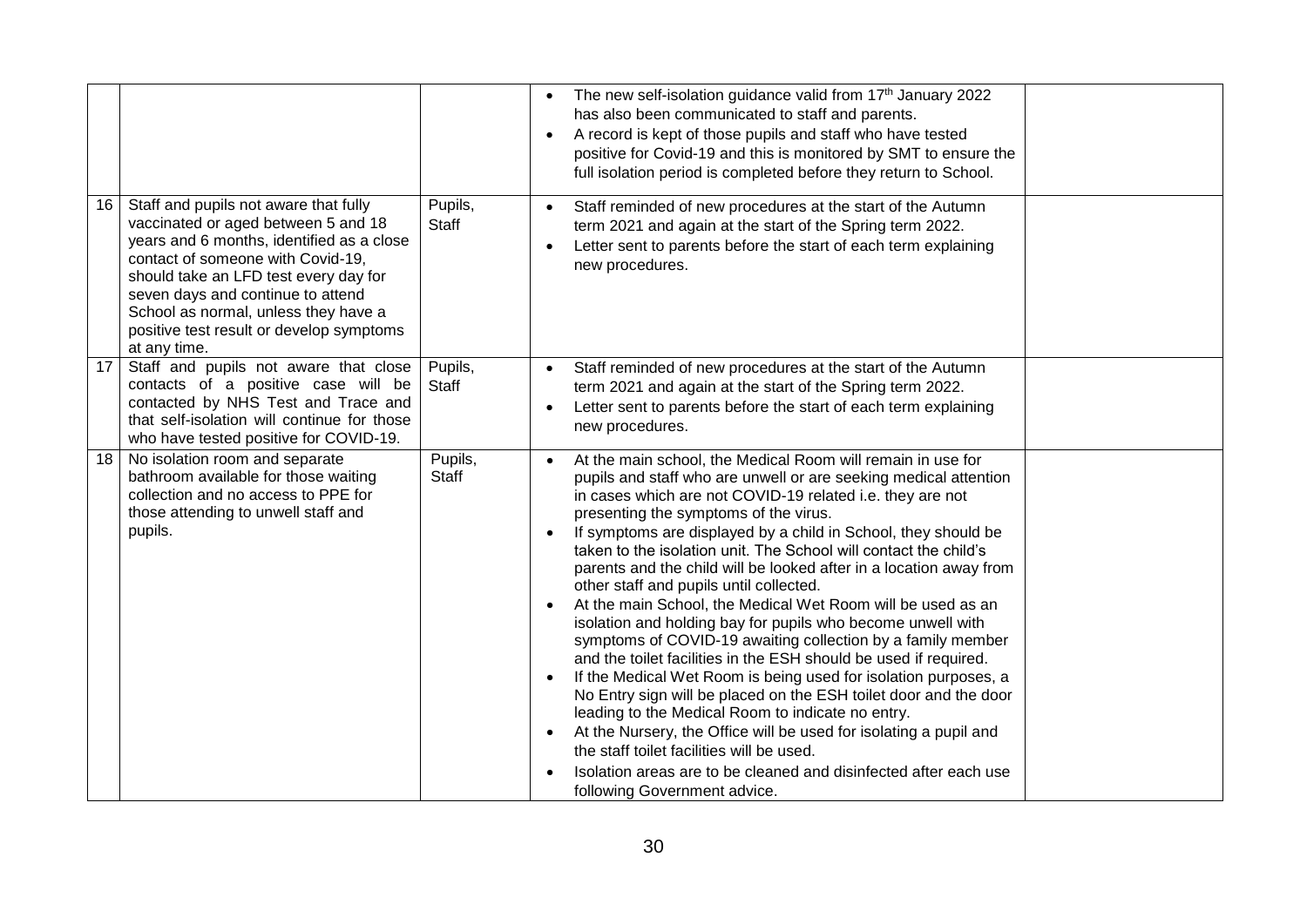| | | | | |
|---|---|---|---|---|
| | | | • The new self-isolation guidance valid from 17th January 2022 has also been communicated to staff and parents.<br>• A record is kept of those pupils and staff who have tested positive for Covid-19 and this is monitored by SMT to ensure the full isolation period is completed before they return to School. | |
| 16 | Staff and pupils not aware that fully vaccinated or aged between 5 and 18 years and 6 months, identified as a close contact of someone with Covid-19, should take an LFD test every day for seven days and continue to attend School as normal, unless they have a positive test result or develop symptoms at any time. | Pupils, Staff | • Staff reminded of new procedures at the start of the Autumn term 2021 and again at the start of the Spring term 2022.<br>• Letter sent to parents before the start of each term explaining new procedures. | |
| 17 | Staff and pupils not aware that close contacts of a positive case will be contacted by NHS Test and Trace and that self-isolation will continue for those who have tested positive for COVID-19. | Pupils, Staff | • Staff reminded of new procedures at the start of the Autumn term 2021 and again at the start of the Spring term 2022.<br>• Letter sent to parents before the start of each term explaining new procedures. | |
| 18 | No isolation room and separate bathroom available for those waiting collection and no access to PPE for those attending to unwell staff and pupils. | Pupils, Staff | • At the main school, the Medical Room will remain in use for pupils and staff who are unwell or are seeking medical attention in cases which are not COVID-19 related i.e. they are not presenting the symptoms of the virus.<br>• If symptoms are displayed by a child in School, they should be taken to the isolation unit. The School will contact the child's parents and the child will be looked after in a location away from other staff and pupils until collected.<br>• At the main School, the Medical Wet Room will be used as an isolation and holding bay for pupils who become unwell with symptoms of COVID-19 awaiting collection by a family member and the toilet facilities in the ESH should be used if required.<br>• If the Medical Wet Room is being used for isolation purposes, a No Entry sign will be placed on the ESH toilet door and the door leading to the Medical Room to indicate no entry.<br>• At the Nursery, the Office will be used for isolating a pupil and the staff toilet facilities will be used.<br>• Isolation areas are to be cleaned and disinfected after each use following Government advice. | |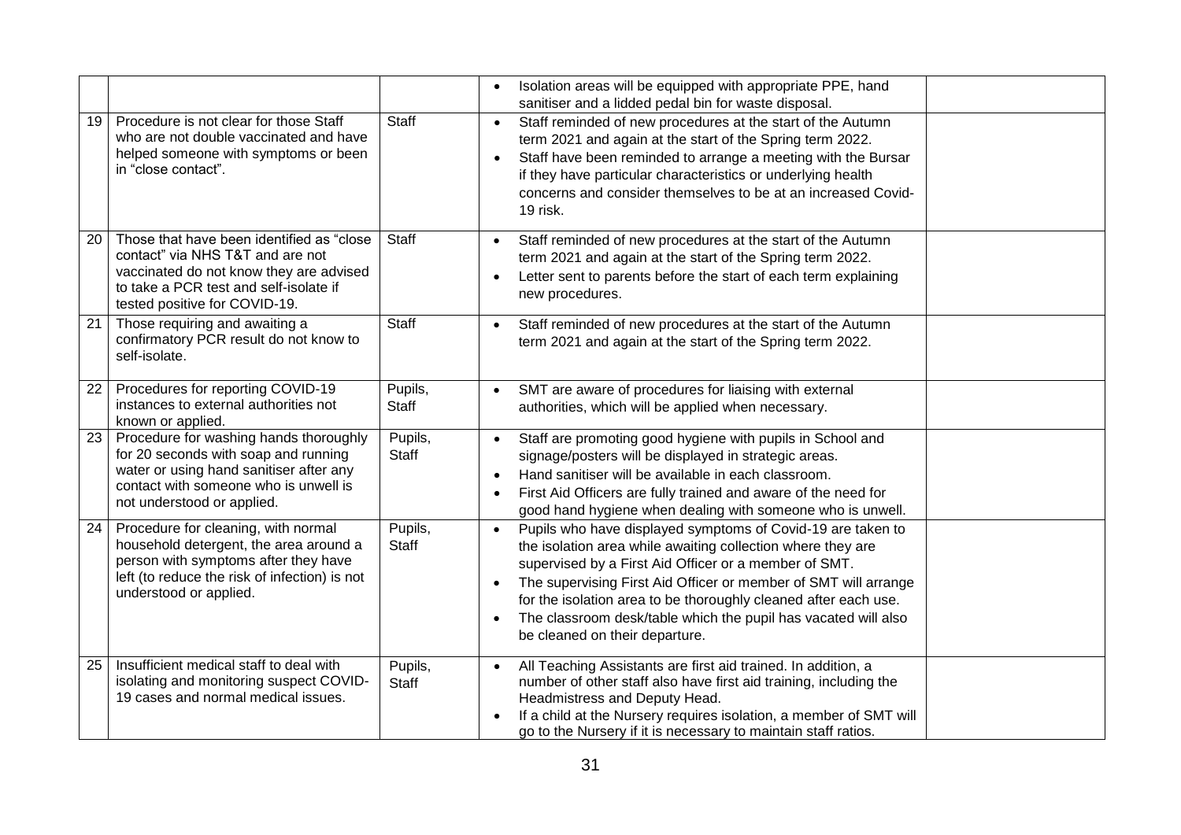| | | | | |
|---|---|---|---|---|
| | | | • Isolation areas will be equipped with appropriate PPE, hand sanitiser and a lidded pedal bin for waste disposal. | |
| 19 | Procedure is not clear for those Staff who are not double vaccinated and have helped someone with symptoms or been in "close contact". | Staff | • Staff reminded of new procedures at the start of the Autumn term 2021 and again at the start of the Spring term 2022.<br>• Staff have been reminded to arrange a meeting with the Bursar if they have particular characteristics or underlying health concerns and consider themselves to be at an increased Covid-19 risk. | |
| 20 | Those that have been identified as "close contact" via NHS T&T and are not vaccinated do not know they are advised to take a PCR test and self-isolate if tested positive for COVID-19. | Staff | • Staff reminded of new procedures at the start of the Autumn term 2021 and again at the start of the Spring term 2022.<br>• Letter sent to parents before the start of each term explaining new procedures. | |
| 21 | Those requiring and awaiting a confirmatory PCR result do not know to self-isolate. | Staff | • Staff reminded of new procedures at the start of the Autumn term 2021 and again at the start of the Spring term 2022. | |
| 22 | Procedures for reporting COVID-19 instances to external authorities not known or applied. | Pupils, Staff | • SMT are aware of procedures for liaising with external authorities, which will be applied when necessary. | |
| 23 | Procedure for washing hands thoroughly for 20 seconds with soap and running water or using hand sanitiser after any contact with someone who is unwell is not understood or applied. | Pupils, Staff | • Staff are promoting good hygiene with pupils in School and signage/posters will be displayed in strategic areas.<br>• Hand sanitiser will be available in each classroom.<br>• First Aid Officers are fully trained and aware of the need for good hand hygiene when dealing with someone who is unwell. | |
| 24 | Procedure for cleaning, with normal household detergent, the area around a person with symptoms after they have left (to reduce the risk of infection) is not understood or applied. | Pupils, Staff | • Pupils who have displayed symptoms of Covid-19 are taken to the isolation area while awaiting collection where they are supervised by a First Aid Officer or a member of SMT.<br>• The supervising First Aid Officer or member of SMT will arrange for the isolation area to be thoroughly cleaned after each use.<br>• The classroom desk/table which the pupil has vacated will also be cleaned on their departure. | |
| 25 | Insufficient medical staff to deal with isolating and monitoring suspect COVID-19 cases and normal medical issues. | Pupils, Staff | • All Teaching Assistants are first aid trained. In addition, a number of other staff also have first aid training, including the Headmistress and Deputy Head.<br>• If a child at the Nursery requires isolation, a member of SMT will go to the Nursery if it is necessary to maintain staff ratios. | |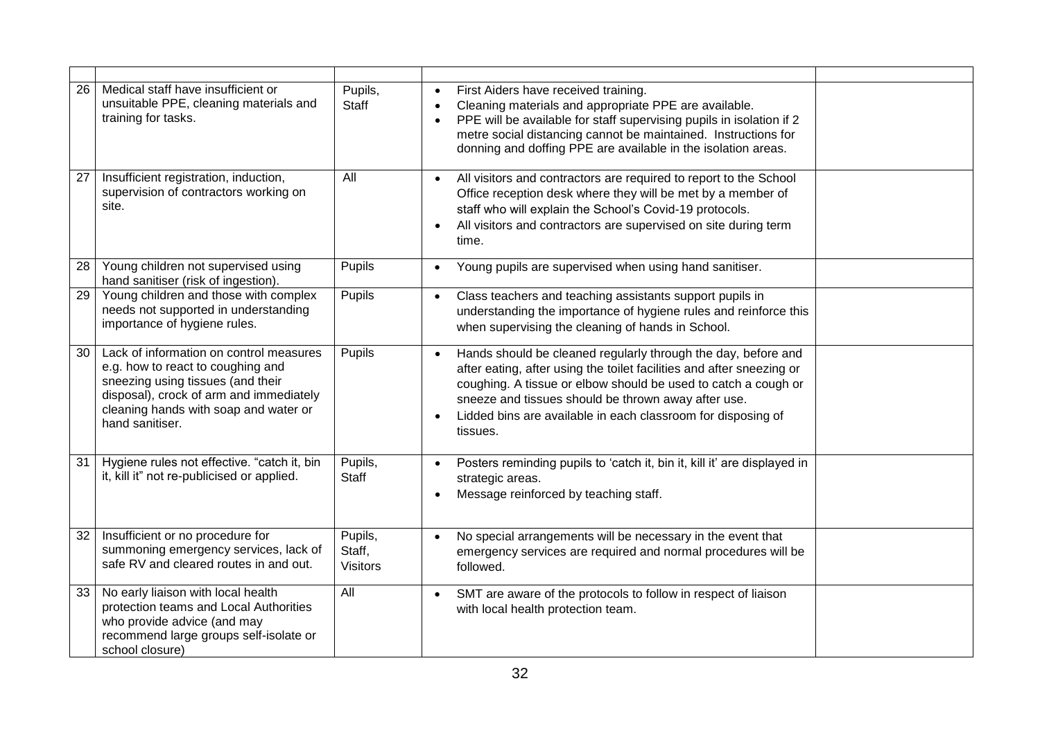| | | | | |
|---|---|---|---|---|
| 26 | Medical staff have insufficient or unsuitable PPE, cleaning materials and training for tasks. | Pupils, Staff | • First Aiders have received training.<br>• Cleaning materials and appropriate PPE are available.<br>• PPE will be available for staff supervising pupils in isolation if 2 metre social distancing cannot be maintained. Instructions for donning and doffing PPE are available in the isolation areas. | |
| 27 | Insufficient registration, induction, supervision of contractors working on site. | All | • All visitors and contractors are required to report to the School Office reception desk where they will be met by a member of staff who will explain the School's Covid-19 protocols.<br>• All visitors and contractors are supervised on site during term time. | |
| 28 | Young children not supervised using hand sanitiser (risk of ingestion). | Pupils | • Young pupils are supervised when using hand sanitiser. | |
| 29 | Young children and those with complex needs not supported in understanding importance of hygiene rules. | Pupils | • Class teachers and teaching assistants support pupils in understanding the importance of hygiene rules and reinforce this when supervising the cleaning of hands in School. | |
| 30 | Lack of information on control measures e.g. how to react to coughing and sneezing using tissues (and their disposal), crock of arm and immediately cleaning hands with soap and water or hand sanitiser. | Pupils | • Hands should be cleaned regularly through the day, before and after eating, after using the toilet facilities and after sneezing or coughing. A tissue or elbow should be used to catch a cough or sneeze and tissues should be thrown away after use.<br>• Lidded bins are available in each classroom for disposing of tissues. | |
| 31 | Hygiene rules not effective. "catch it, bin it, kill it" not re-publicised or applied. | Pupils, Staff | • Posters reminding pupils to 'catch it, bin it, kill it' are displayed in strategic areas.<br>• Message reinforced by teaching staff. | |
| 32 | Insufficient or no procedure for summoning emergency services, lack of safe RV and cleared routes in and out. | Pupils, Staff, Visitors | • No special arrangements will be necessary in the event that emergency services are required and normal procedures will be followed. | |
| 33 | No early liaison with local health protection teams and Local Authorities who provide advice (and may recommend large groups self-isolate or school closure) | All | • SMT are aware of the protocols to follow in respect of liaison with local health protection team. | |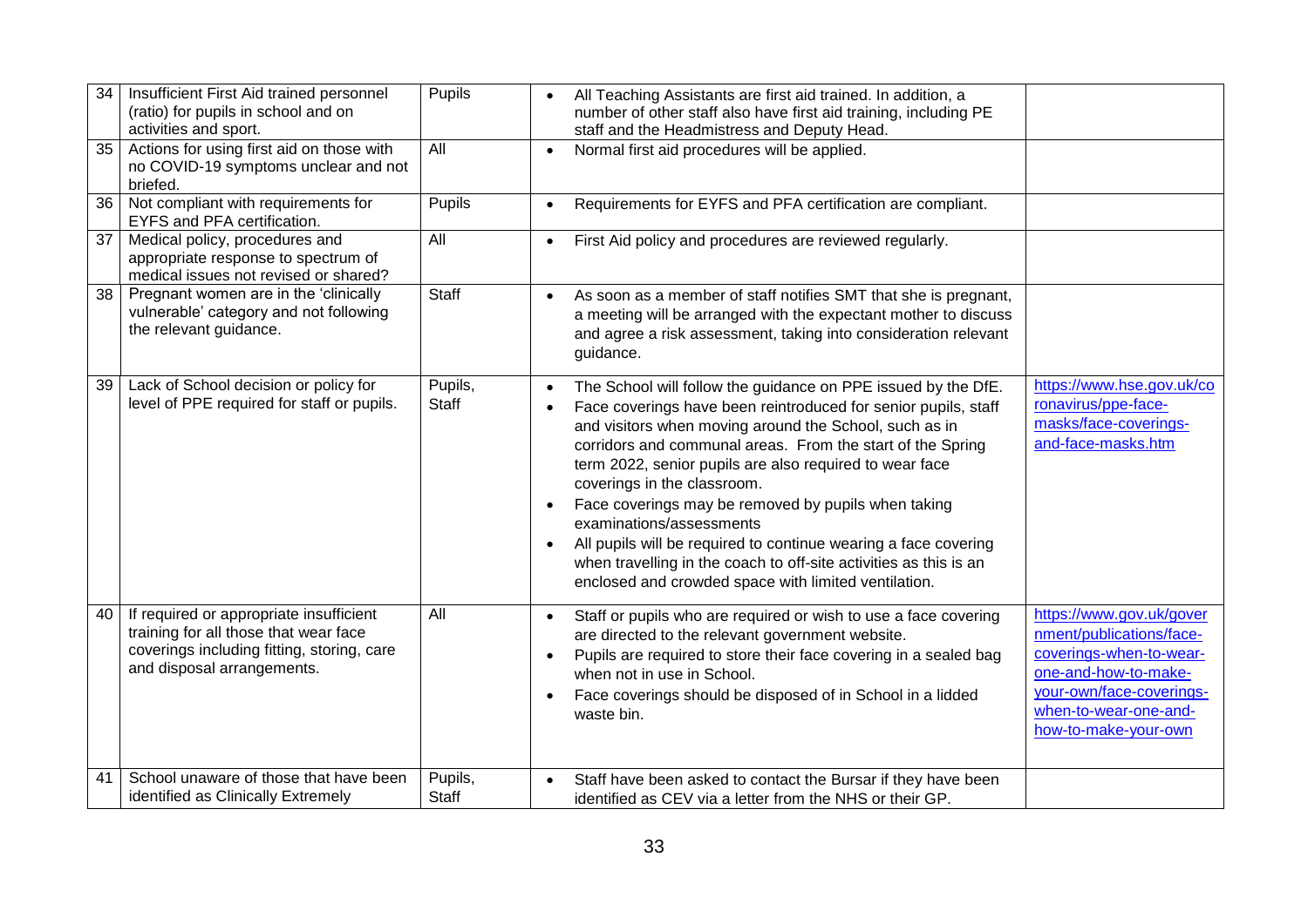| | | | | |
|---|---|---|---|---|
| 34 | Insufficient First Aid trained personnel (ratio) for pupils in school and on activities and sport. | Pupils | • All Teaching Assistants are first aid trained. In addition, a number of other staff also have first aid training, including PE staff and the Headmistress and Deputy Head. | |
| 35 | Actions for using first aid on those with no COVID-19 symptoms unclear and not briefed. | All | • Normal first aid procedures will be applied. | |
| 36 | Not compliant with requirements for EYFS and PFA certification. | Pupils | • Requirements for EYFS and PFA certification are compliant. | |
| 37 | Medical policy, procedures and appropriate response to spectrum of medical issues not revised or shared? | All | • First Aid policy and procedures are reviewed regularly. | |
| 38 | Pregnant women are in the 'clinically vulnerable' category and not following the relevant guidance. | Staff | • As soon as a member of staff notifies SMT that she is pregnant, a meeting will be arranged with the expectant mother to discuss and agree a risk assessment, taking into consideration relevant guidance. | |
| 39 | Lack of School decision or policy for level of PPE required for staff or pupils. | Pupils, Staff | • The School will follow the guidance on PPE issued by the DfE.<br>• Face coverings have been reintroduced for senior pupils, staff and visitors when moving around the School, such as in corridors and communal areas. From the start of the Spring term 2022, senior pupils are also required to wear face coverings in the classroom.<br>• Face coverings may be removed by pupils when taking examinations/assessments<br>• All pupils will be required to continue wearing a face covering when travelling in the coach to off-site activities as this is an enclosed and crowded space with limited ventilation. | https://www.hse.gov.uk/coronavirus/ppe-face-masks/face-coverings-and-face-masks.htm |
| 40 | If required or appropriate insufficient training for all those that wear face coverings including fitting, storing, care and disposal arrangements. | All | • Staff or pupils who are required or wish to use a face covering are directed to the relevant government website.<br>• Pupils are required to store their face covering in a sealed bag when not in use in School.<br>• Face coverings should be disposed of in School in a lidded waste bin. | https://www.gov.uk/government/publications/face-coverings-when-to-wear-one-and-how-to-make-your-own/face-coverings-when-to-wear-one-and-how-to-make-your-own |
| 41 | School unaware of those that have been identified as Clinically Extremely | Pupils, Staff | • Staff have been asked to contact the Bursar if they have been identified as CEV via a letter from the NHS or their GP. | |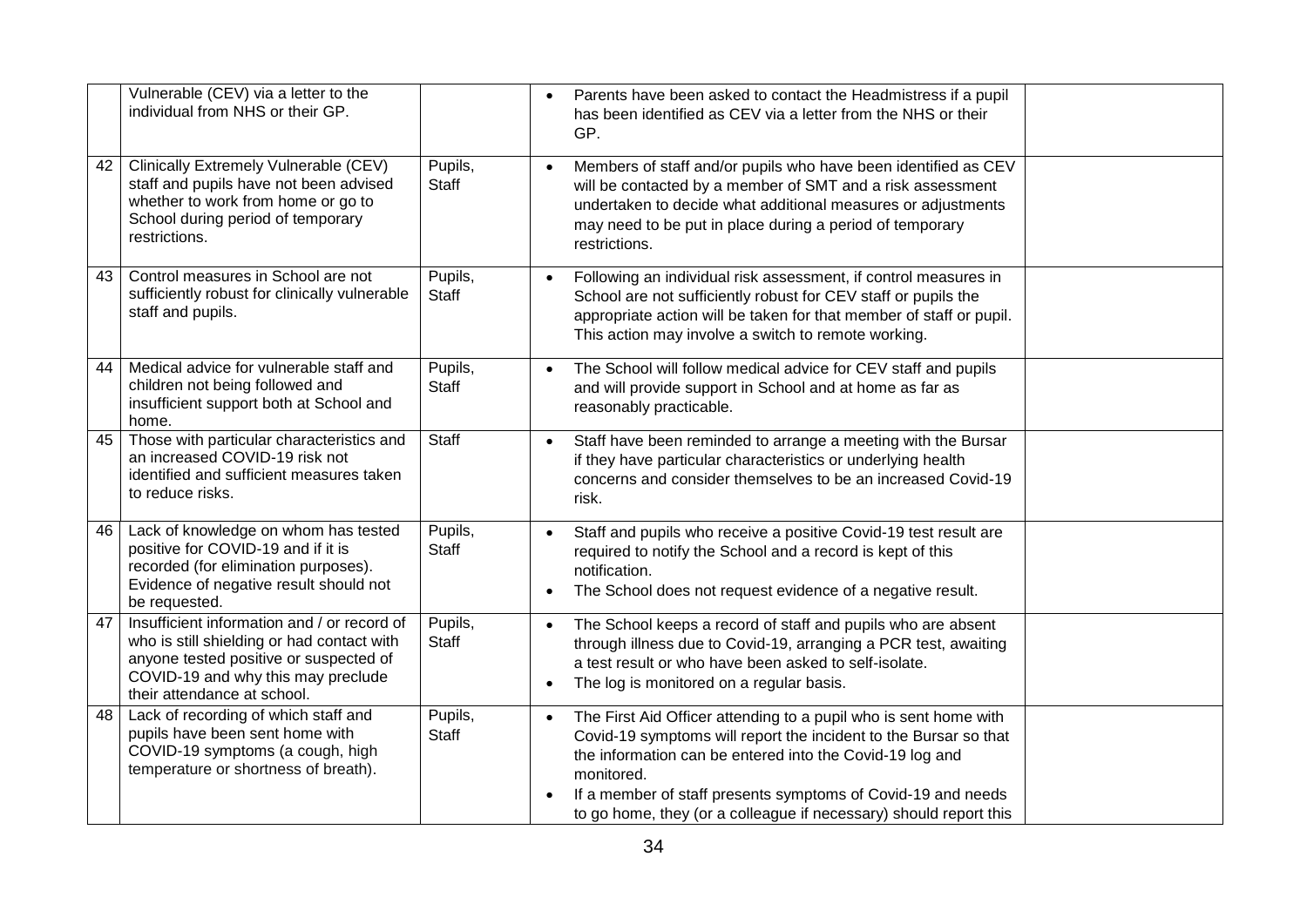| | | | | |
|---|---|---|---|---|
| | Vulnerable (CEV) via a letter to the individual from NHS or their GP. | | • Parents have been asked to contact the Headmistress if a pupil has been identified as CEV via a letter from the NHS or their GP. | |
| 42 | Clinically Extremely Vulnerable (CEV) staff and pupils have not been advised whether to work from home or go to School during period of temporary restrictions. | Pupils, Staff | • Members of staff and/or pupils who have been identified as CEV will be contacted by a member of SMT and a risk assessment undertaken to decide what additional measures or adjustments may need to be put in place during a period of temporary restrictions. | |
| 43 | Control measures in School are not sufficiently robust for clinically vulnerable staff and pupils. | Pupils, Staff | • Following an individual risk assessment, if control measures in School are not sufficiently robust for CEV staff or pupils the appropriate action will be taken for that member of staff or pupil. This action may involve a switch to remote working. | |
| 44 | Medical advice for vulnerable staff and children not being followed and insufficient support both at School and home. | Pupils, Staff | • The School will follow medical advice for CEV staff and pupils and will provide support in School and at home as far as reasonably practicable. | |
| 45 | Those with particular characteristics and an increased COVID-19 risk not identified and sufficient measures taken to reduce risks. | Staff | • Staff have been reminded to arrange a meeting with the Bursar if they have particular characteristics or underlying health concerns and consider themselves to be an increased Covid-19 risk. | |
| 46 | Lack of knowledge on whom has tested positive for COVID-19 and if it is recorded (for elimination purposes). Evidence of negative result should not be requested. | Pupils, Staff | • Staff and pupils who receive a positive Covid-19 test result are required to notify the School and a record is kept of this notification.<br>• The School does not request evidence of a negative result. | |
| 47 | Insufficient information and / or record of who is still shielding or had contact with anyone tested positive or suspected of COVID-19 and why this may preclude their attendance at school. | Pupils, Staff | • The School keeps a record of staff and pupils who are absent through illness due to Covid-19, arranging a PCR test, awaiting a test result or who have been asked to self-isolate.<br>• The log is monitored on a regular basis. | |
| 48 | Lack of recording of which staff and pupils have been sent home with COVID-19 symptoms (a cough, high temperature or shortness of breath). | Pupils, Staff | • The First Aid Officer attending to a pupil who is sent home with Covid-19 symptoms will report the incident to the Bursar so that the information can be entered into the Covid-19 log and monitored.<br>• If a member of staff presents symptoms of Covid-19 and needs to go home, they (or a colleague if necessary) should report this | |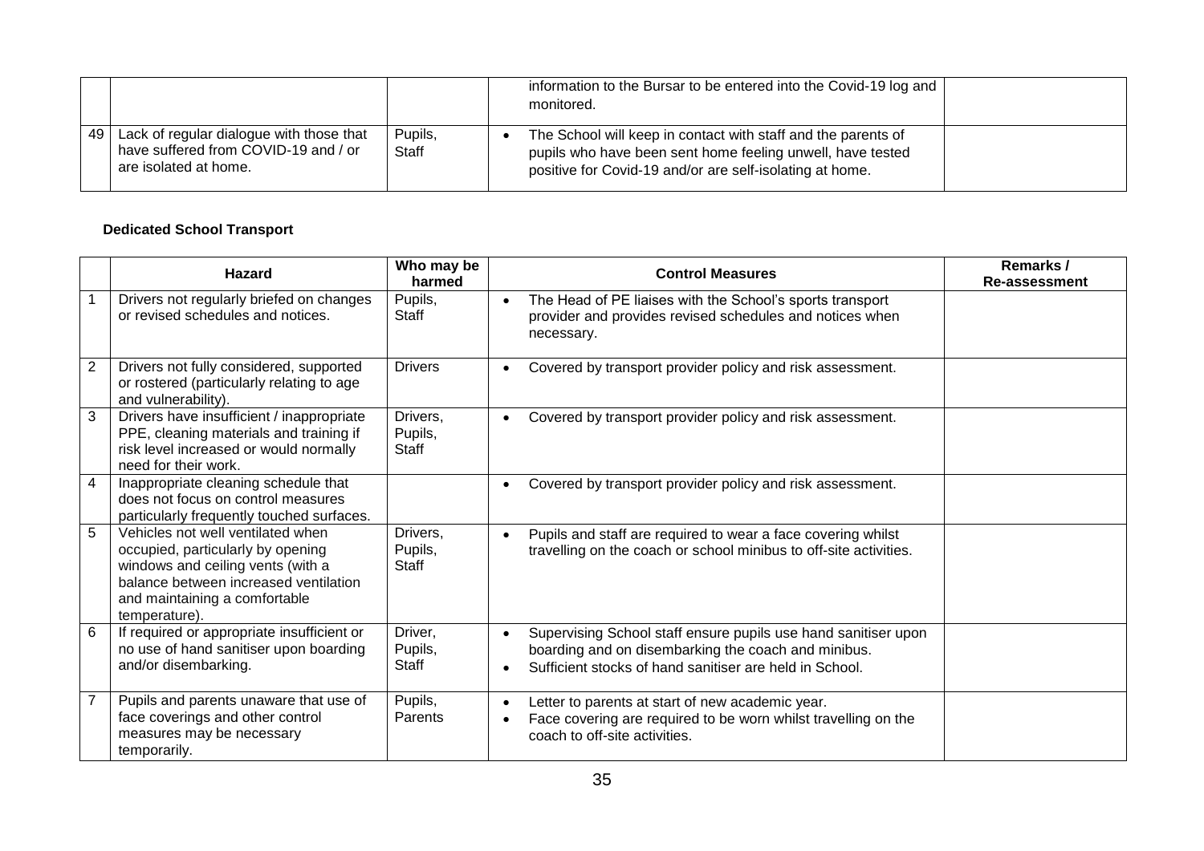|  |  |  |  |  |
|---|---|---|---|---|
|  |  |  | information to the Bursar to be entered into the Covid-19 log and monitored. |  |
| 49 | Lack of regular dialogue with those that have suffered from COVID-19 and / or are isolated at home. | Pupils, Staff | • The School will keep in contact with staff and the parents of pupils who have been sent home feeling unwell, have tested positive for Covid-19 and/or are self-isolating at home. |  |

**Dedicated School Transport**

|  | Hazard | Who may be harmed | Control Measures | Remarks / Re-assessment |
|---|---|---|---|---|
| 1 | Drivers not regularly briefed on changes or revised schedules and notices. | Pupils, Staff | • The Head of PE liaises with the School's sports transport provider and provides revised schedules and notices when necessary. |  |
| 2 | Drivers not fully considered, supported or rostered (particularly relating to age and vulnerability). | Drivers | • Covered by transport provider policy and risk assessment. |  |
| 3 | Drivers have insufficient / inappropriate PPE, cleaning materials and training if risk level increased or would normally need for their work. | Drivers, Pupils, Staff | • Covered by transport provider policy and risk assessment. |  |
| 4 | Inappropriate cleaning schedule that does not focus on control measures particularly frequently touched surfaces. |  | • Covered by transport provider policy and risk assessment. |  |
| 5 | Vehicles not well ventilated when occupied, particularly by opening windows and ceiling vents (with a balance between increased ventilation and maintaining a comfortable temperature). | Drivers, Pupils, Staff | • Pupils and staff are required to wear a face covering whilst travelling on the coach or school minibus to off-site activities. |  |
| 6 | If required or appropriate insufficient or no use of hand sanitiser upon boarding and/or disembarking. | Driver, Pupils, Staff | • Supervising School staff ensure pupils use hand sanitiser upon boarding and on disembarking the coach and minibus.<br>• Sufficient stocks of hand sanitiser are held in School. |  |
| 7 | Pupils and parents unaware that use of face coverings and other control measures may be necessary temporarily. | Pupils, Parents | • Letter to parents at start of new academic year.<br>• Face covering are required to be worn whilst travelling on the coach to off-site activities. |  |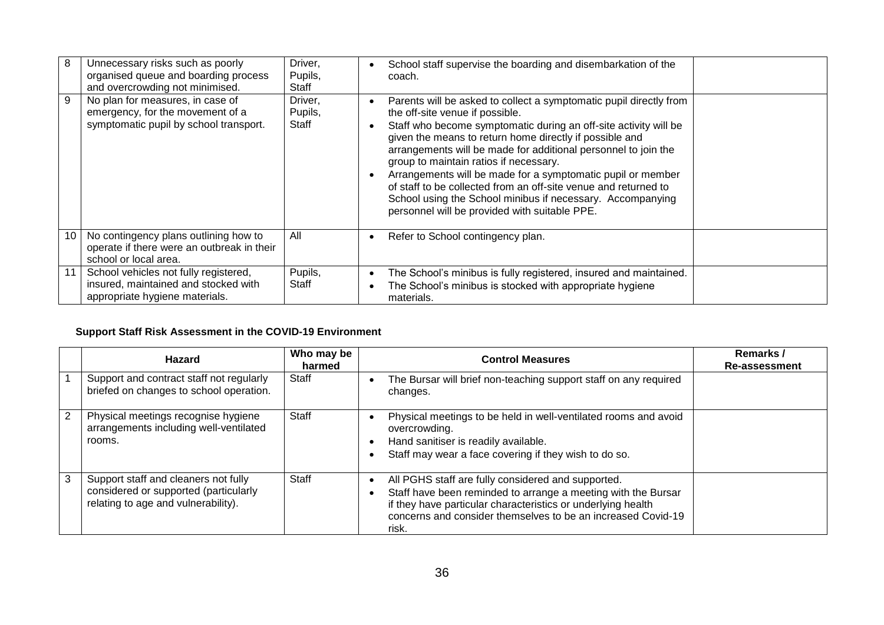| | | | | |
|---|---|---|---|---|
| 8 | Unnecessary risks such as poorly organised queue and boarding process and overcrowding not minimised. | Driver, Pupils, Staff | • School staff supervise the boarding and disembarkation of the coach. | |
| 9 | No plan for measures, in case of emergency, for the movement of a symptomatic pupil by school transport. | Driver, Pupils, Staff | • Parents will be asked to collect a symptomatic pupil directly from the off-site venue if possible.<br>• Staff who become symptomatic during an off-site activity will be given the means to return home directly if possible and arrangements will be made for additional personnel to join the group to maintain ratios if necessary.<br>• Arrangements will be made for a symptomatic pupil or member of staff to be collected from an off-site venue and returned to School using the School minibus if necessary. Accompanying personnel will be provided with suitable PPE. | |
| 10 | No contingency plans outlining how to operate if there were an outbreak in their school or local area. | All | • Refer to School contingency plan. | |
| 11 | School vehicles not fully registered, insured, maintained and stocked with appropriate hygiene materials. | Pupils, Staff | • The School's minibus is fully registered, insured and maintained.<br>• The School's minibus is stocked with appropriate hygiene materials. | |

**Support Staff Risk Assessment in the COVID-19 Environment**

| | Hazard | Who may be harmed | Control Measures | Remarks / Re-assessment |
|---|---|---|---|---|
| 1 | Support and contract staff not regularly briefed on changes to school operation. | Staff | • The Bursar will brief non-teaching support staff on any required changes. | |
| 2 | Physical meetings recognise hygiene arrangements including well-ventilated rooms. | Staff | • Physical meetings to be held in well-ventilated rooms and avoid overcrowding.<br>• Hand sanitiser is readily available.<br>• Staff may wear a face covering if they wish to do so. | |
| 3 | Support staff and cleaners not fully considered or supported (particularly relating to age and vulnerability). | Staff | • All PGHS staff are fully considered and supported.<br>• Staff have been reminded to arrange a meeting with the Bursar if they have particular characteristics or underlying health concerns and consider themselves to be an increased Covid-19 risk. | |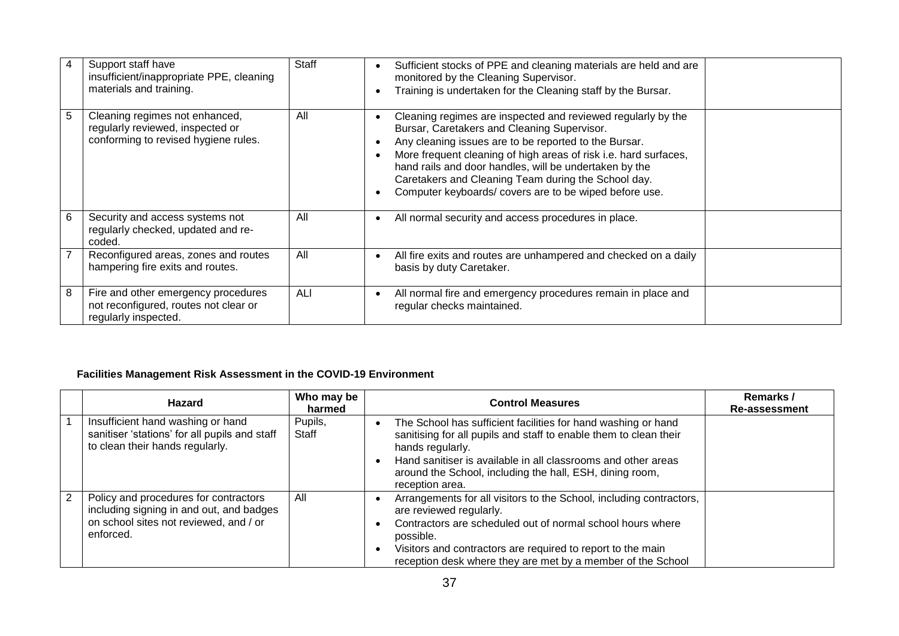| | | | | |
|---|---|---|---|---|
| 4 | Support staff have insufficient/inappropriate PPE, cleaning materials and training. | Staff | • Sufficient stocks of PPE and cleaning materials are held and are monitored by the Cleaning Supervisor.<br>• Training is undertaken for the Cleaning staff by the Bursar. | |
| 5 | Cleaning regimes not enhanced, regularly reviewed, inspected or conforming to revised hygiene rules. | All | • Cleaning regimes are inspected and reviewed regularly by the Bursar, Caretakers and Cleaning Supervisor.<br>• Any cleaning issues are to be reported to the Bursar.<br>• More frequent cleaning of high areas of risk i.e. hard surfaces, hand rails and door handles, will be undertaken by the Caretakers and Cleaning Team during the School day.<br>• Computer keyboards/ covers are to be wiped before use. | |
| 6 | Security and access systems not regularly checked, updated and re-coded. | All | • All normal security and access procedures in place. | |
| 7 | Reconfigured areas, zones and routes hampering fire exits and routes. | All | • All fire exits and routes are unhampered and checked on a daily basis by duty Caretaker. | |
| 8 | Fire and other emergency procedures not reconfigured, routes not clear or regularly inspected. | ALl | • All normal fire and emergency procedures remain in place and regular checks maintained. | |

**Facilities Management Risk Assessment in the COVID-19 Environment**

| | Hazard | Who may be harmed | Control Measures | Remarks / Re-assessment |
|---|---|---|---|---|
| 1 | Insufficient hand washing or hand sanitiser 'stations' for all pupils and staff to clean their hands regularly. | Pupils, Staff | • The School has sufficient facilities for hand washing or hand sanitising for all pupils and staff to enable them to clean their hands regularly.<br>• Hand sanitiser is available in all classrooms and other areas around the School, including the hall, ESH, dining room, reception area. | |
| 2 | Policy and procedures for contractors including signing in and out, and badges on school sites not reviewed, and / or enforced. | All | • Arrangements for all visitors to the School, including contractors, are reviewed regularly.<br>• Contractors are scheduled out of normal school hours where possible.<br>• Visitors and contractors are required to report to the main reception desk where they are met by a member of the School | |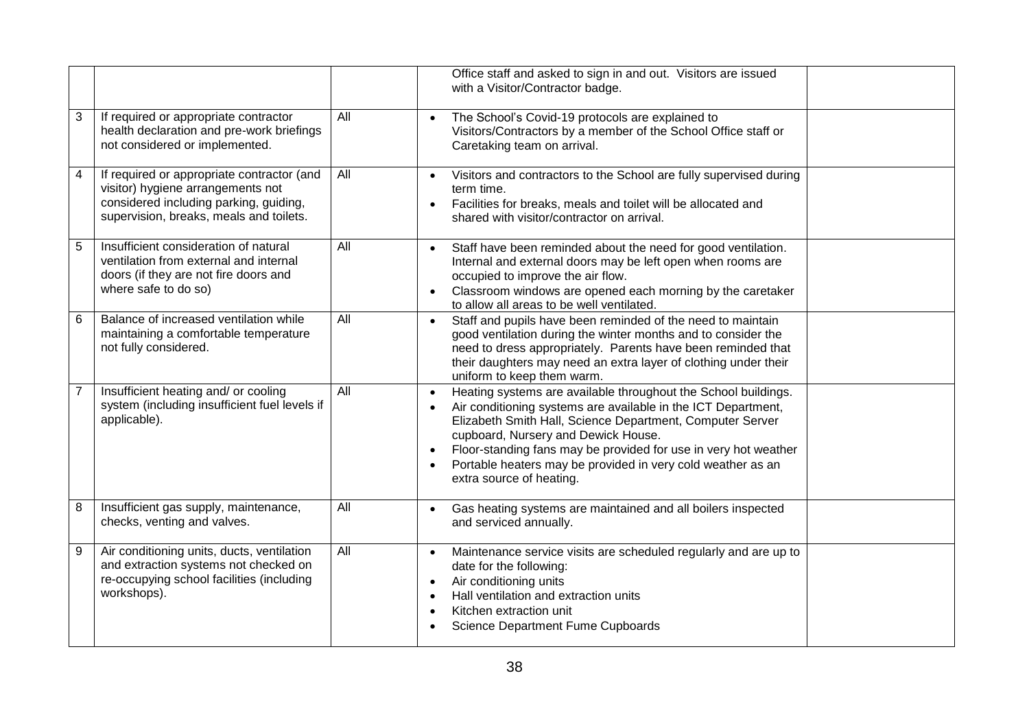| | | | | |
|---|---|---|---|---|
| | | | Office staff and asked to sign in and out. Visitors are issued with a Visitor/Contractor badge. | |
| 3 | If required or appropriate contractor health declaration and pre-work briefings not considered or implemented. | All | • The School's Covid-19 protocols are explained to Visitors/Contractors by a member of the School Office staff or Caretaking team on arrival. | |
| 4 | If required or appropriate contractor (and visitor) hygiene arrangements not considered including parking, guiding, supervision, breaks, meals and toilets. | All | • Visitors and contractors to the School are fully supervised during term time.<br>• Facilities for breaks, meals and toilet will be allocated and shared with visitor/contractor on arrival. | |
| 5 | Insufficient consideration of natural ventilation from external and internal doors (if they are not fire doors and where safe to do so) | All | • Staff have been reminded about the need for good ventilation. Internal and external doors may be left open when rooms are occupied to improve the air flow.<br>• Classroom windows are opened each morning by the caretaker to allow all areas to be well ventilated. | |
| 6 | Balance of increased ventilation while maintaining a comfortable temperature not fully considered. | All | • Staff and pupils have been reminded of the need to maintain good ventilation during the winter months and to consider the need to dress appropriately. Parents have been reminded that their daughters may need an extra layer of clothing under their uniform to keep them warm. | |
| 7 | Insufficient heating and/ or cooling system (including insufficient fuel levels if applicable). | All | • Heating systems are available throughout the School buildings.<br>• Air conditioning systems are available in the ICT Department, Elizabeth Smith Hall, Science Department, Computer Server cupboard, Nursery and Dewick House.<br>• Floor-standing fans may be provided for use in very hot weather<br>• Portable heaters may be provided in very cold weather as an extra source of heating. | |
| 8 | Insufficient gas supply, maintenance, checks, venting and valves. | All | • Gas heating systems are maintained and all boilers inspected and serviced annually. | |
| 9 | Air conditioning units, ducts, ventilation and extraction systems not checked on re-occupying school facilities (including workshops). | All | • Maintenance service visits are scheduled regularly and are up to date for the following:<br>• Air conditioning units<br>• Hall ventilation and extraction units<br>• Kitchen extraction unit<br>• Science Department Fume Cupboards | |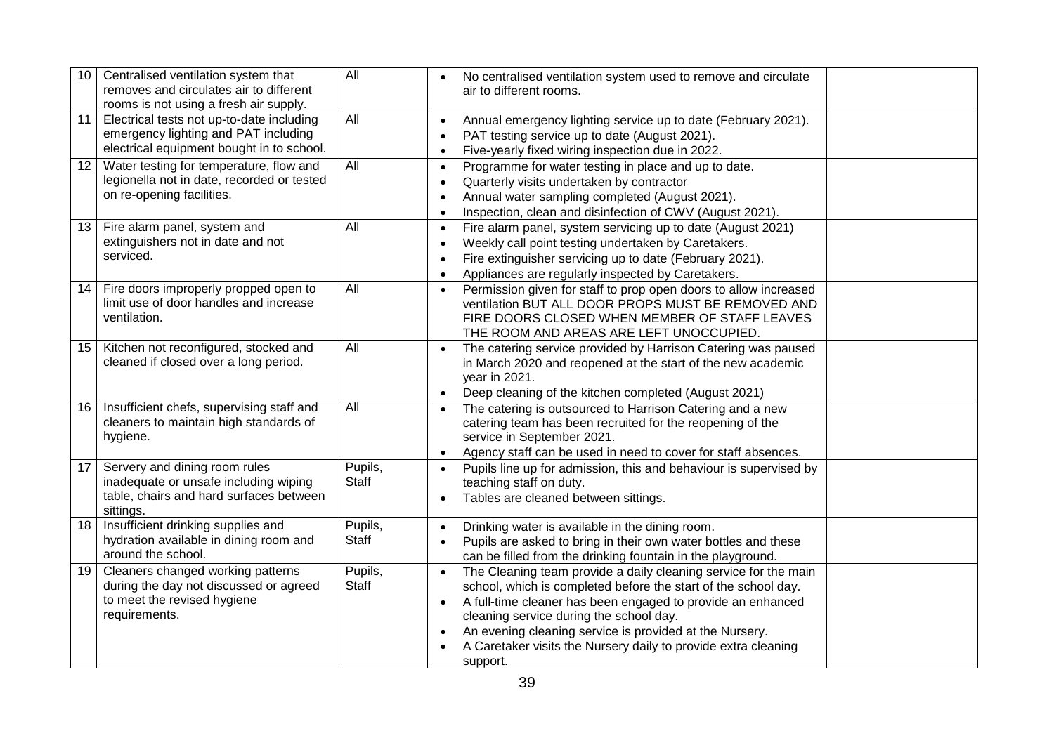| 10 | Centralised ventilation system that removes and circulates air to different rooms is not using a fresh air supply. | All | • No centralised ventilation system used to remove and circulate air to different rooms. | |
|---|---|---|---|---|
| 11 | Electrical tests not up-to-date including emergency lighting and PAT including electrical equipment bought in to school. | All | • Annual emergency lighting service up to date (February 2021).<br>• PAT testing service up to date (August 2021).<br>• Five-yearly fixed wiring inspection due in 2022. | |
| 12 | Water testing for temperature, flow and legionella not in date, recorded or tested on re-opening facilities. | All | • Programme for water testing in place and up to date.<br>• Quarterly visits undertaken by contractor<br>• Annual water sampling completed (August 2021).<br>• Inspection, clean and disinfection of CWV (August 2021). | |
| 13 | Fire alarm panel, system and extinguishers not in date and not serviced. | All | • Fire alarm panel, system servicing up to date (August 2021)<br>• Weekly call point testing undertaken by Caretakers.<br>• Fire extinguisher servicing up to date (February 2021).<br>• Appliances are regularly inspected by Caretakers. | |
| 14 | Fire doors improperly propped open to limit use of door handles and increase ventilation. | All | • Permission given for staff to prop open doors to allow increased ventilation BUT ALL DOOR PROPS MUST BE REMOVED AND FIRE DOORS CLOSED WHEN MEMBER OF STAFF LEAVES THE ROOM AND AREAS ARE LEFT UNOCCUPIED. | |
| 15 | Kitchen not reconfigured, stocked and cleaned if closed over a long period. | All | • The catering service provided by Harrison Catering was paused in March 2020 and reopened at the start of the new academic year in 2021.<br>• Deep cleaning of the kitchen completed (August 2021) | |
| 16 | Insufficient chefs, supervising staff and cleaners to maintain high standards of hygiene. | All | • The catering is outsourced to Harrison Catering and a new catering team has been recruited for the reopening of the service in September 2021.<br>• Agency staff can be used in need to cover for staff absences. | |
| 17 | Servery and dining room rules inadequate or unsafe including wiping table, chairs and hard surfaces between sittings. | Pupils, Staff | • Pupils line up for admission, this and behaviour is supervised by teaching staff on duty.<br>• Tables are cleaned between sittings. | |
| 18 | Insufficient drinking supplies and hydration available in dining room and around the school. | Pupils, Staff | • Drinking water is available in the dining room.<br>• Pupils are asked to bring in their own water bottles and these can be filled from the drinking fountain in the playground. | |
| 19 | Cleaners changed working patterns during the day not discussed or agreed to meet the revised hygiene requirements. | Pupils, Staff | • The Cleaning team provide a daily cleaning service for the main school, which is completed before the start of the school day.<br>• A full-time cleaner has been engaged to provide an enhanced cleaning service during the school day.<br>• An evening cleaning service is provided at the Nursery.<br>• A Caretaker visits the Nursery daily to provide extra cleaning support. | |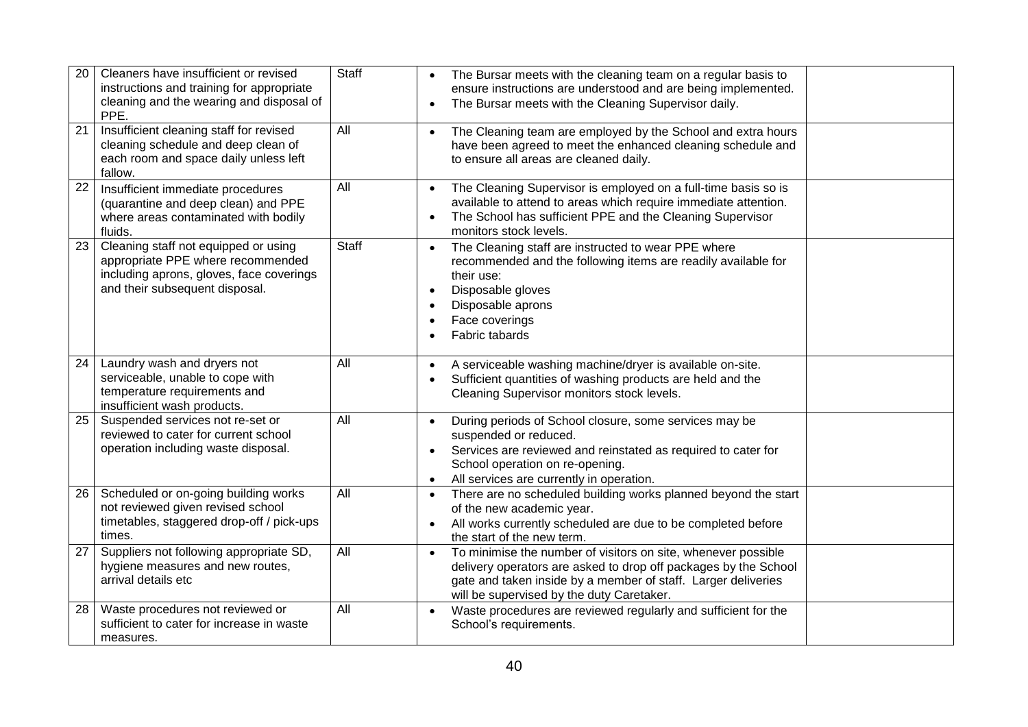| 20 | Cleaners have insufficient or revised instructions and training for appropriate cleaning and the wearing and disposal of PPE. | Staff | • The Bursar meets with the cleaning team on a regular basis to ensure instructions are understood and are being implemented.<br>• The Bursar meets with the Cleaning Supervisor daily. | |
|---|---|---|---|---|
| 21 | Insufficient cleaning staff for revised cleaning schedule and deep clean of each room and space daily unless left fallow. | All | • The Cleaning team are employed by the School and extra hours have been agreed to meet the enhanced cleaning schedule and to ensure all areas are cleaned daily. | |
| 22 | Insufficient immediate procedures (quarantine and deep clean) and PPE where areas contaminated with bodily fluids. | All | • The Cleaning Supervisor is employed on a full-time basis so is available to attend to areas which require immediate attention.<br>• The School has sufficient PPE and the Cleaning Supervisor monitors stock levels. | |
| 23 | Cleaning staff not equipped or using appropriate PPE where recommended including aprons, gloves, face coverings and their subsequent disposal. | Staff | • The Cleaning staff are instructed to wear PPE where recommended and the following items are readily available for their use:<br>• Disposable gloves<br>• Disposable aprons<br>• Face coverings<br>• Fabric tabards | |
| 24 | Laundry wash and dryers not serviceable, unable to cope with temperature requirements and insufficient wash products. | All | • A serviceable washing machine/dryer is available on-site.<br>• Sufficient quantities of washing products are held and the Cleaning Supervisor monitors stock levels. | |
| 25 | Suspended services not re-set or reviewed to cater for current school operation including waste disposal. | All | • During periods of School closure, some services may be suspended or reduced.<br>• Services are reviewed and reinstated as required to cater for School operation on re-opening.<br>• All services are currently in operation. | |
| 26 | Scheduled or on-going building works not reviewed given revised school timetables, staggered drop-off / pick-ups times. | All | • There are no scheduled building works planned beyond the start of the new academic year.<br>• All works currently scheduled are due to be completed before the start of the new term. | |
| 27 | Suppliers not following appropriate SD, hygiene measures and new routes, arrival details etc | All | • To minimise the number of visitors on site, whenever possible delivery operators are asked to drop off packages by the School gate and taken inside by a member of staff. Larger deliveries will be supervised by the duty Caretaker. | |
| 28 | Waste procedures not reviewed or sufficient to cater for increase in waste measures. | All | • Waste procedures are reviewed regularly and sufficient for the School's requirements. | |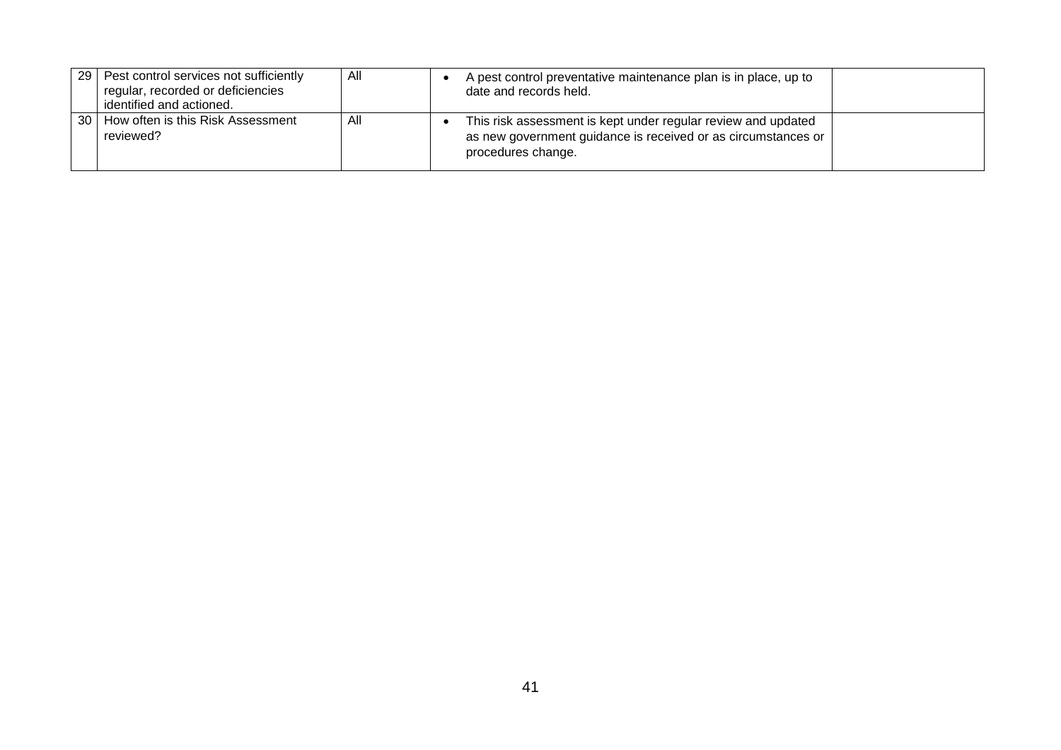| | | | | |
|---|---|---|---|---|
| 29 | Pest control services not sufficiently regular, recorded or deficiencies identified and actioned. | All | • A pest control preventative maintenance plan is in place, up to date and records held. | |
| 30 | How often is this Risk Assessment reviewed? | All | • This risk assessment is kept under regular review and updated as new government guidance is received or as circumstances or procedures change. | |